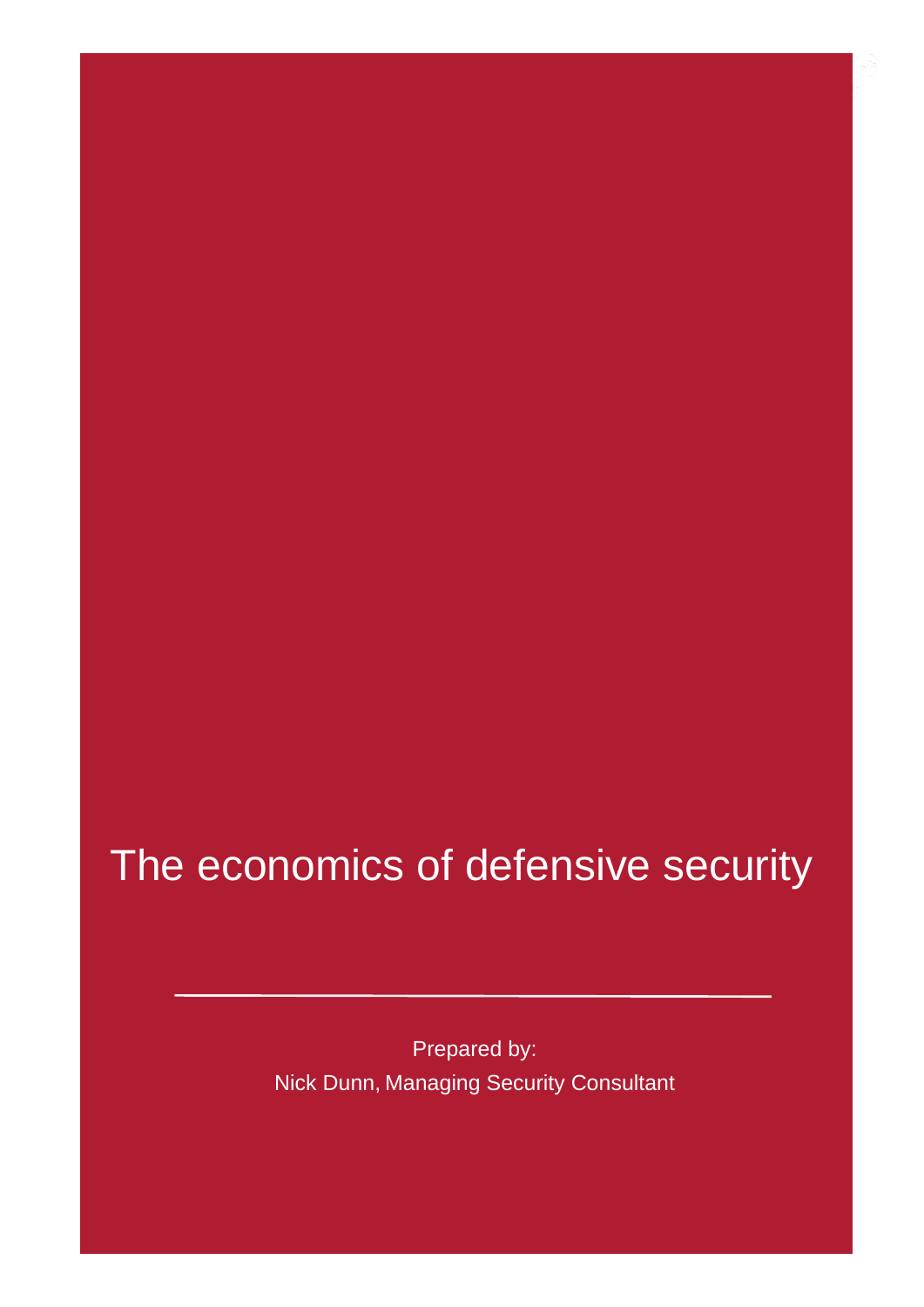# The economics of defensive security

Prepared by:

Nick Dunn, Managing Security Consultant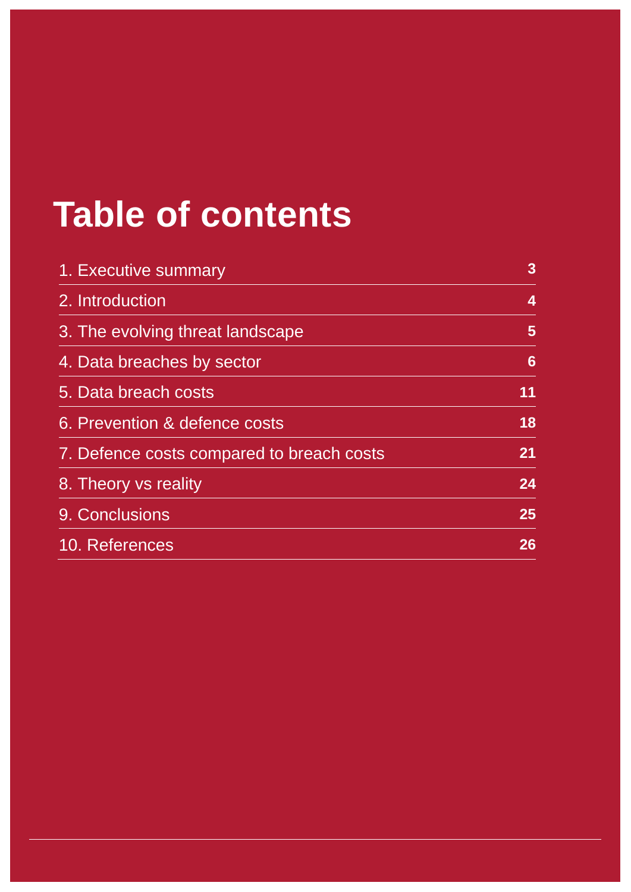# Table of contents

| | |
|---|---|
| 1. Executive summary | 3 |
| 2. Introduction | 4 |
| 3. The evolving threat landscape | 5 |
| 4. Data breaches by sector | 6 |
| 5. Data breach costs | 11 |
| 6. Prevention & defence costs | 18 |
| 7. Defence costs compared to breach costs | 21 |
| 8. Theory vs reality | 24 |
| 9. Conclusions | 25 |
| 10. References | 26 |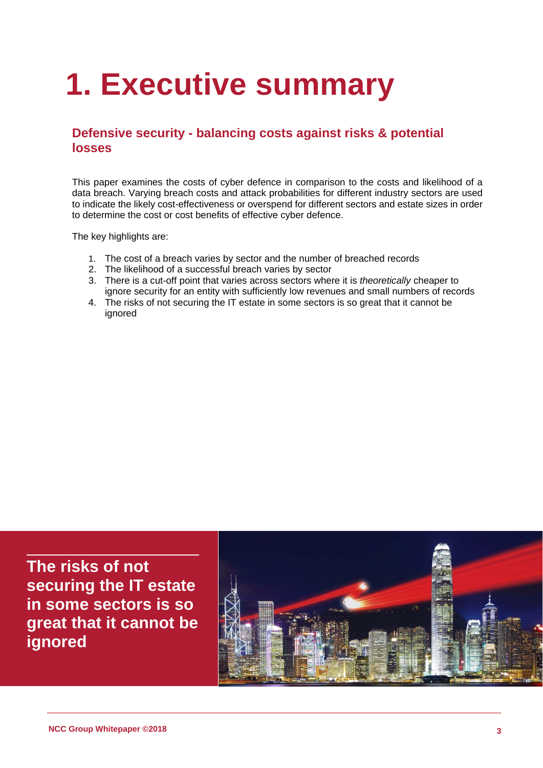# 1. Executive summary

## Defensive security - balancing costs against risks & potential losses

This paper examines the costs of cyber defence in comparison to the costs and likelihood of a data breach. Varying breach costs and attack probabilities for different industry sectors are used to indicate the likely cost-effectiveness or overspend for different sectors and estate sizes in order to determine the cost or cost benefits of effective cyber defence.

The key highlights are:

1. The cost of a breach varies by sector and the number of breached records
2. The likelihood of a successful breach varies by sector
3. There is a cut-off point that varies across sectors where it is *theoretically* cheaper to ignore security for an entity with sufficiently low revenues and small numbers of records
4. The risks of not securing the IT estate in some sectors is so great that it cannot be ignored

**The risks of not securing the IT estate in some sectors is so great that it cannot be ignored**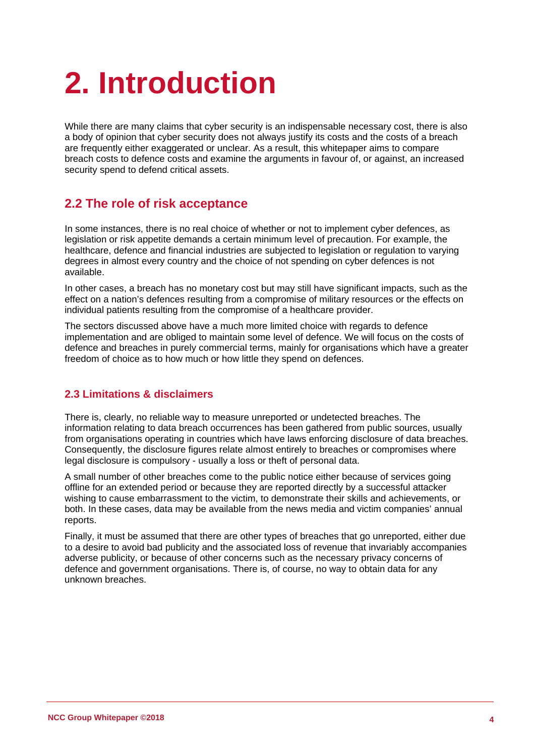# 2. Introduction

While there are many claims that cyber security is an indispensable necessary cost, there is also a body of opinion that cyber security does not always justify its costs and the costs of a breach are frequently either exaggerated or unclear. As a result, this whitepaper aims to compare breach costs to defence costs and examine the arguments in favour of, or against, an increased security spend to defend critical assets.

## 2.2 The role of risk acceptance

In some instances, there is no real choice of whether or not to implement cyber defences, as legislation or risk appetite demands a certain minimum level of precaution. For example, the healthcare, defence and financial industries are subjected to legislation or regulation to varying degrees in almost every country and the choice of not spending on cyber defences is not available.

In other cases, a breach has no monetary cost but may still have significant impacts, such as the effect on a nation's defences resulting from a compromise of military resources or the effects on individual patients resulting from the compromise of a healthcare provider.

The sectors discussed above have a much more limited choice with regards to defence implementation and are obliged to maintain some level of defence. We will focus on the costs of defence and breaches in purely commercial terms, mainly for organisations which have a greater freedom of choice as to how much or how little they spend on defences.

### 2.3 Limitations & disclaimers

There is, clearly, no reliable way to measure unreported or undetected breaches. The information relating to data breach occurrences has been gathered from public sources, usually from organisations operating in countries which have laws enforcing disclosure of data breaches. Consequently, the disclosure figures relate almost entirely to breaches or compromises where legal disclosure is compulsory - usually a loss or theft of personal data.

A small number of other breaches come to the public notice either because of services going offline for an extended period or because they are reported directly by a successful attacker wishing to cause embarrassment to the victim, to demonstrate their skills and achievements, or both. In these cases, data may be available from the news media and victim companies' annual reports.

Finally, it must be assumed that there are other types of breaches that go unreported, either due to a desire to avoid bad publicity and the associated loss of revenue that invariably accompanies adverse publicity, or because of other concerns such as the necessary privacy concerns of defence and government organisations. There is, of course, no way to obtain data for any unknown breaches.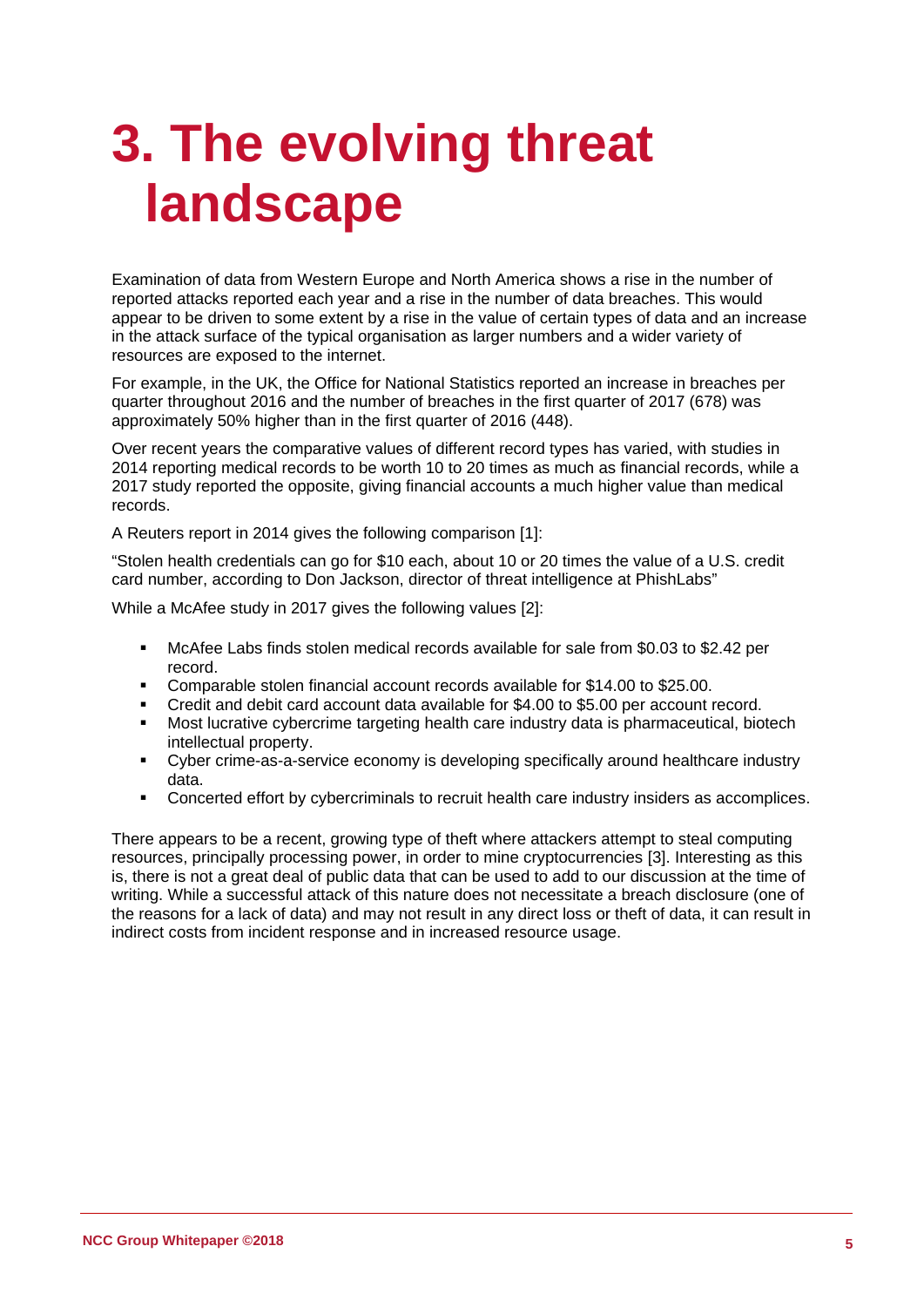# 3. The evolving threat landscape

Examination of data from Western Europe and North America shows a rise in the number of reported attacks reported each year and a rise in the number of data breaches. This would appear to be driven to some extent by a rise in the value of certain types of data and an increase in the attack surface of the typical organisation as larger numbers and a wider variety of resources are exposed to the internet.

For example, in the UK, the Office for National Statistics reported an increase in breaches per quarter throughout 2016 and the number of breaches in the first quarter of 2017 (678) was approximately 50% higher than in the first quarter of 2016 (448).

Over recent years the comparative values of different record types has varied, with studies in 2014 reporting medical records to be worth 10 to 20 times as much as financial records, while a 2017 study reported the opposite, giving financial accounts a much higher value than medical records.

A Reuters report in 2014 gives the following comparison [1]:

"Stolen health credentials can go for $10 each, about 10 or 20 times the value of a U.S. credit card number, according to Don Jackson, director of threat intelligence at PhishLabs"

While a McAfee study in 2017 gives the following values [2]:

- McAfee Labs finds stolen medical records available for sale from $0.03 to $2.42 per record.
- Comparable stolen financial account records available for $14.00 to $25.00.
- Credit and debit card account data available for $4.00 to $5.00 per account record.
- Most lucrative cybercrime targeting health care industry data is pharmaceutical, biotech intellectual property.
- Cyber crime-as-a-service economy is developing specifically around healthcare industry data.
- Concerted effort by cybercriminals to recruit health care industry insiders as accomplices.

There appears to be a recent, growing type of theft where attackers attempt to steal computing resources, principally processing power, in order to mine cryptocurrencies [3]. Interesting as this is, there is not a great deal of public data that can be used to add to our discussion at the time of writing. While a successful attack of this nature does not necessitate a breach disclosure (one of the reasons for a lack of data) and may not result in any direct loss or theft of data, it can result in indirect costs from incident response and in increased resource usage.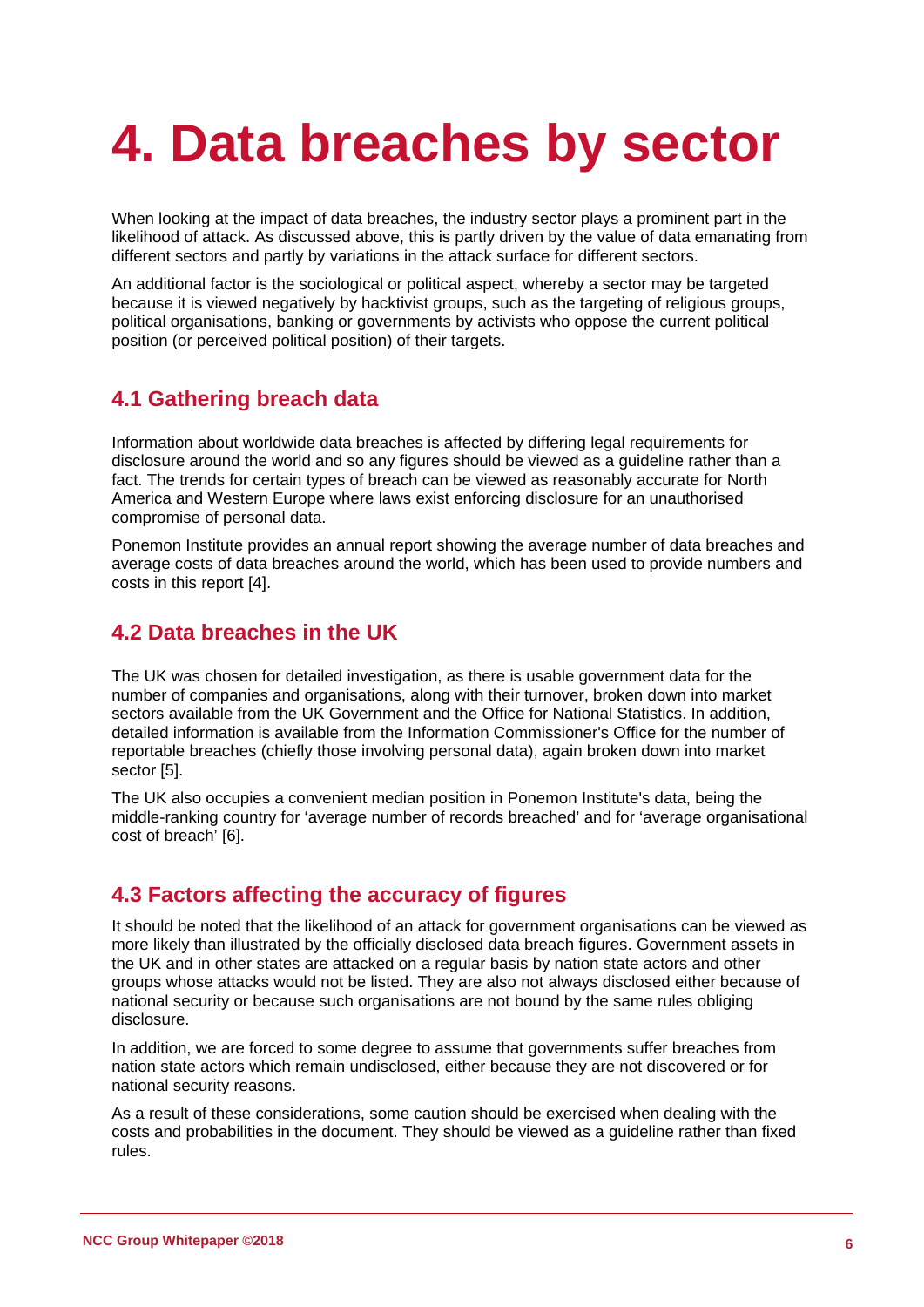# 4. Data breaches by sector

When looking at the impact of data breaches, the industry sector plays a prominent part in the likelihood of attack. As discussed above, this is partly driven by the value of data emanating from different sectors and partly by variations in the attack surface for different sectors.

An additional factor is the sociological or political aspect, whereby a sector may be targeted because it is viewed negatively by hacktivist groups, such as the targeting of religious groups, political organisations, banking or governments by activists who oppose the current political position (or perceived political position) of their targets.

## 4.1 Gathering breach data

Information about worldwide data breaches is affected by differing legal requirements for disclosure around the world and so any figures should be viewed as a guideline rather than a fact. The trends for certain types of breach can be viewed as reasonably accurate for North America and Western Europe where laws exist enforcing disclosure for an unauthorised compromise of personal data.

Ponemon Institute provides an annual report showing the average number of data breaches and average costs of data breaches around the world, which has been used to provide numbers and costs in this report [4].

## 4.2 Data breaches in the UK

The UK was chosen for detailed investigation, as there is usable government data for the number of companies and organisations, along with their turnover, broken down into market sectors available from the UK Government and the Office for National Statistics. In addition, detailed information is available from the Information Commissioner's Office for the number of reportable breaches (chiefly those involving personal data), again broken down into market sector [5].

The UK also occupies a convenient median position in Ponemon Institute's data, being the middle-ranking country for 'average number of records breached' and for 'average organisational cost of breach' [6].

## 4.3 Factors affecting the accuracy of figures

It should be noted that the likelihood of an attack for government organisations can be viewed as more likely than illustrated by the officially disclosed data breach figures. Government assets in the UK and in other states are attacked on a regular basis by nation state actors and other groups whose attacks would not be listed. They are also not always disclosed either because of national security or because such organisations are not bound by the same rules obliging disclosure.

In addition, we are forced to some degree to assume that governments suffer breaches from nation state actors which remain undisclosed, either because they are not discovered or for national security reasons.

As a result of these considerations, some caution should be exercised when dealing with the costs and probabilities in the document. They should be viewed as a guideline rather than fixed rules.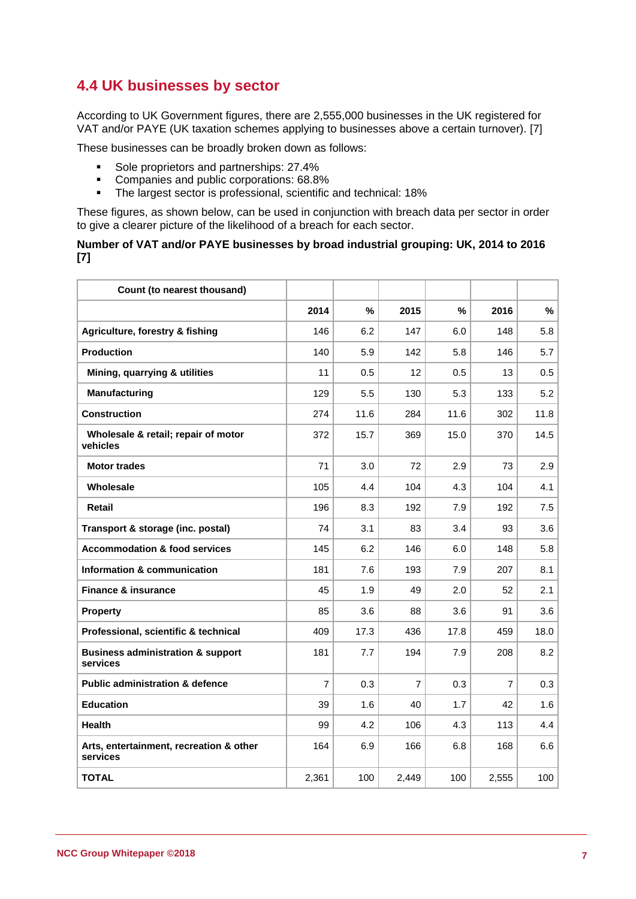## 4.4 UK businesses by sector

According to UK Government figures, there are 2,555,000 businesses in the UK registered for VAT and/or PAYE (UK taxation schemes applying to businesses above a certain turnover). [7]

These businesses can be broadly broken down as follows:

- Sole proprietors and partnerships: 27.4%
- Companies and public corporations: 68.8%
- The largest sector is professional, scientific and technical: 18%

These figures, as shown below, can be used in conjunction with breach data per sector in order to give a clearer picture of the likelihood of a breach for each sector.

**Number of VAT and/or PAYE businesses by broad industrial grouping: UK, 2014 to 2016 [7]**

| Count (to nearest thousand) | | | | | | |
|---|---|---|---|---|---|---|
| | **2014** | **%** | **2015** | **%** | **2016** | **%** |
| **Agriculture, forestry & fishing** | 146 | 6.2 | 147 | 6.0 | 148 | 5.8 |
| **Production** | 140 | 5.9 | 142 | 5.8 | 146 | 5.7 |
| **Mining, quarrying & utilities** | 11 | 0.5 | 12 | 0.5 | 13 | 0.5 |
| **Manufacturing** | 129 | 5.5 | 130 | 5.3 | 133 | 5.2 |
| **Construction** | 274 | 11.6 | 284 | 11.6 | 302 | 11.8 |
| **Wholesale & retail; repair of motor vehicles** | 372 | 15.7 | 369 | 15.0 | 370 | 14.5 |
| **Motor trades** | 71 | 3.0 | 72 | 2.9 | 73 | 2.9 |
| **Wholesale** | 105 | 4.4 | 104 | 4.3 | 104 | 4.1 |
| **Retail** | 196 | 8.3 | 192 | 7.9 | 192 | 7.5 |
| **Transport & storage (inc. postal)** | 74 | 3.1 | 83 | 3.4 | 93 | 3.6 |
| **Accommodation & food services** | 145 | 6.2 | 146 | 6.0 | 148 | 5.8 |
| **Information & communication** | 181 | 7.6 | 193 | 7.9 | 207 | 8.1 |
| **Finance & insurance** | 45 | 1.9 | 49 | 2.0 | 52 | 2.1 |
| **Property** | 85 | 3.6 | 88 | 3.6 | 91 | 3.6 |
| **Professional, scientific & technical** | 409 | 17.3 | 436 | 17.8 | 459 | 18.0 |
| **Business administration & support services** | 181 | 7.7 | 194 | 7.9 | 208 | 8.2 |
| **Public administration & defence** | 7 | 0.3 | 7 | 0.3 | 7 | 0.3 |
| **Education** | 39 | 1.6 | 40 | 1.7 | 42 | 1.6 |
| **Health** | 99 | 4.2 | 106 | 4.3 | 113 | 4.4 |
| **Arts, entertainment, recreation & other services** | 164 | 6.9 | 166 | 6.8 | 168 | 6.6 |
| **TOTAL** | 2,361 | 100 | 2,449 | 100 | 2,555 | 100 |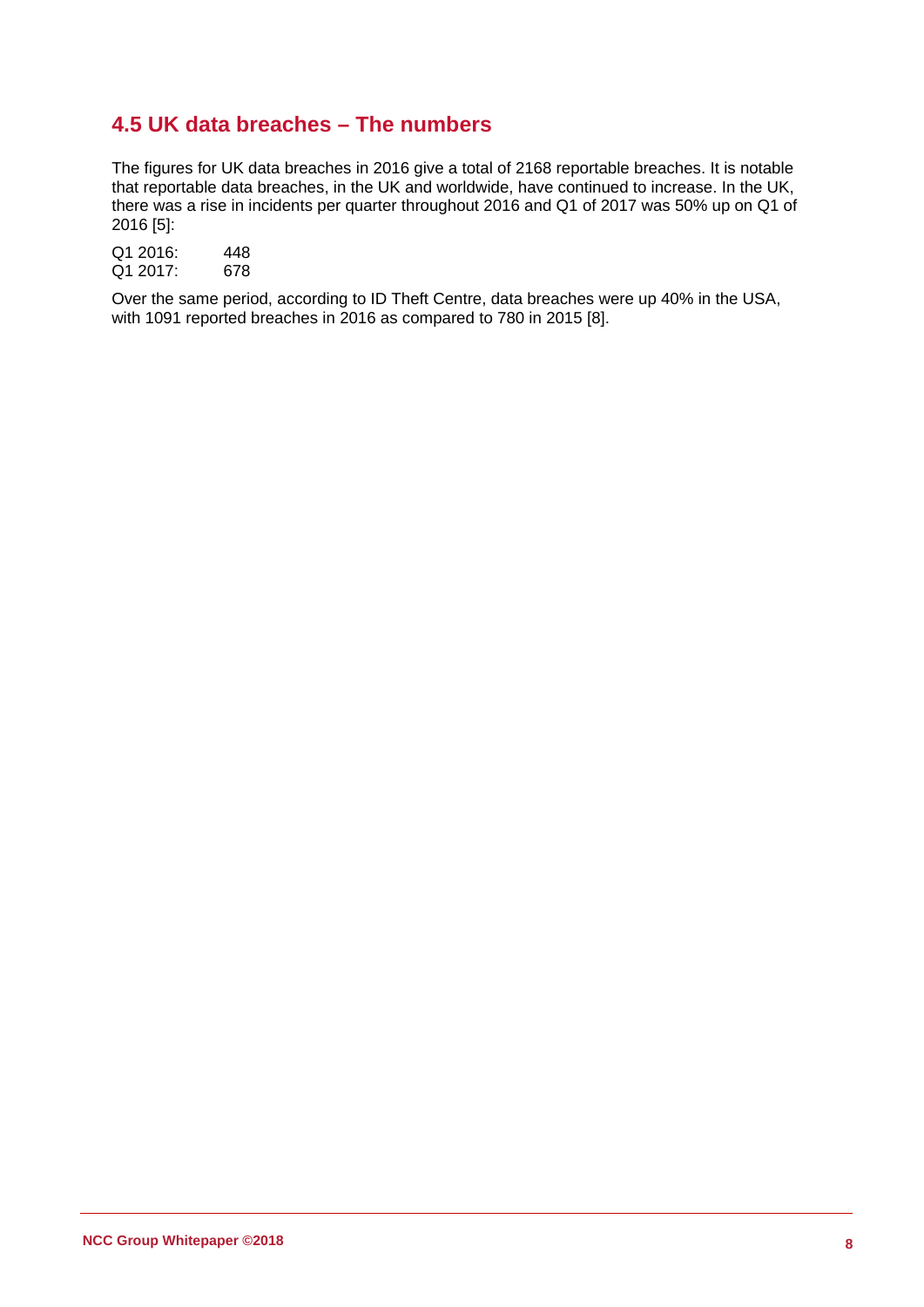## 4.5 UK data breaches – The numbers

The figures for UK data breaches in 2016 give a total of 2168 reportable breaches. It is notable that reportable data breaches, in the UK and worldwide, have continued to increase. In the UK, there was a rise in incidents per quarter throughout 2016 and Q1 of 2017 was 50% up on Q1 of 2016 [5]:

Q1 2016: 448
Q1 2017: 678

Over the same period, according to ID Theft Centre, data breaches were up 40% in the USA, with 1091 reported breaches in 2016 as compared to 780 in 2015 [8].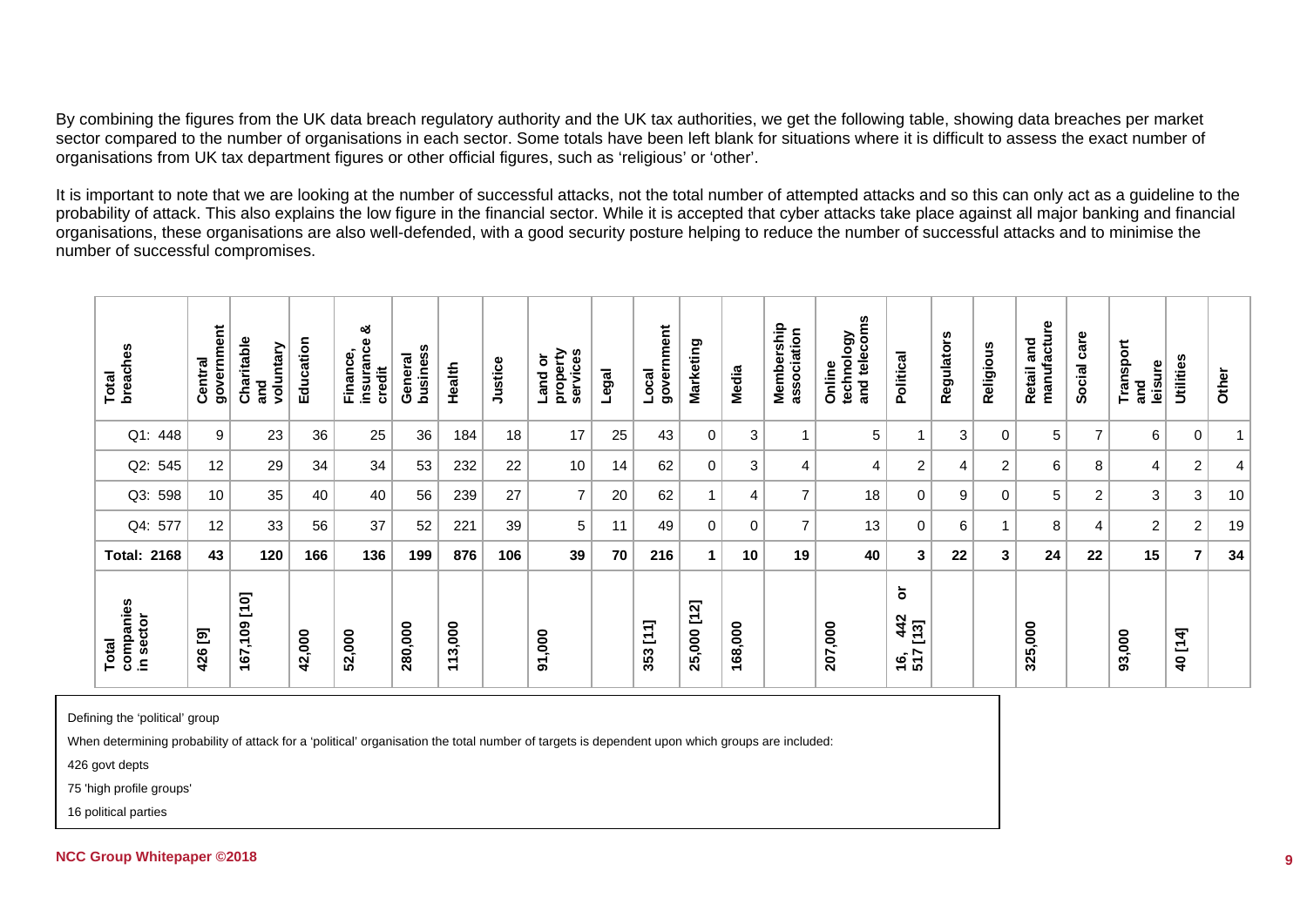By combining the figures from the UK data breach regulatory authority and the UK tax authorities, we get the following table, showing data breaches per market sector compared to the number of organisations in each sector. Some totals have been left blank for situations where it is difficult to assess the exact number of organisations from UK tax department figures or other official figures, such as 'religious' or 'other'.

It is important to note that we are looking at the number of successful attacks, not the total number of attempted attacks and so this can only act as a guideline to the probability of attack. This also explains the low figure in the financial sector. While it is accepted that cyber attacks take place against all major banking and financial organisations, these organisations are also well-defended, with a good security posture helping to reduce the number of successful attacks and to minimise the number of successful compromises.

| Total breaches | Central government | Charitable and voluntary | Education | Finance, insurance & credit | General business | Health | Justice | Land or property services | Legal | Local government | Marketing | Media | Membership association | Online technology and telecoms | Political | Regulators | Religious | Retail and manufacture | Social care | Transport and leisure | Utilities | Other |
|---|---|---|---|---|---|---|---|---|---|---|---|---|---|---|---|---|---|---|---|---|---|---|
| Q1: 448 | 9 | 23 | 36 | 25 | 36 | 184 | 18 | 17 | 25 | 43 | 0 | 3 | 1 | 5 | 1 | 3 | 0 | 5 | 7 | 6 | 0 | 1 |
| Q2: 545 | 12 | 29 | 34 | 34 | 53 | 232 | 22 | 10 | 14 | 62 | 0 | 3 | 4 | 4 | 2 | 4 | 2 | 6 | 8 | 4 | 2 | 4 |
| Q3: 598 | 10 | 35 | 40 | 40 | 56 | 239 | 27 | 7 | 20 | 62 | 1 | 4 | 7 | 18 | 0 | 9 | 0 | 5 | 2 | 3 | 3 | 10 |
| Q4: 577 | 12 | 33 | 56 | 37 | 52 | 221 | 39 | 5 | 11 | 49 | 0 | 0 | 7 | 13 | 0 | 6 | 1 | 8 | 4 | 2 | 2 | 19 |
| **Total: 2168** | **43** | **120** | **166** | **136** | **199** | **876** | **106** | **39** | **70** | **216** | **1** | **10** | **19** | **40** | **3** | **22** | **3** | **24** | **22** | **15** | **7** | **34** |
| **Total companies in sector** | **426 [9]** | **167,109 [10]** | **42,000** | **52,000** | **280,000** | **113,000** | | **91,000** | | **353 [11]** | **25,000 [12]** | **168,000** | | **207,000** | **16, 442 or 517 [13]** | | | **325,000** | | **93,000** | **40 [14]** | |

Defining the 'political' group

When determining probability of attack for a 'political' organisation the total number of targets is dependent upon which groups are included:

426 govt depts

75 'high profile groups'

16 political parties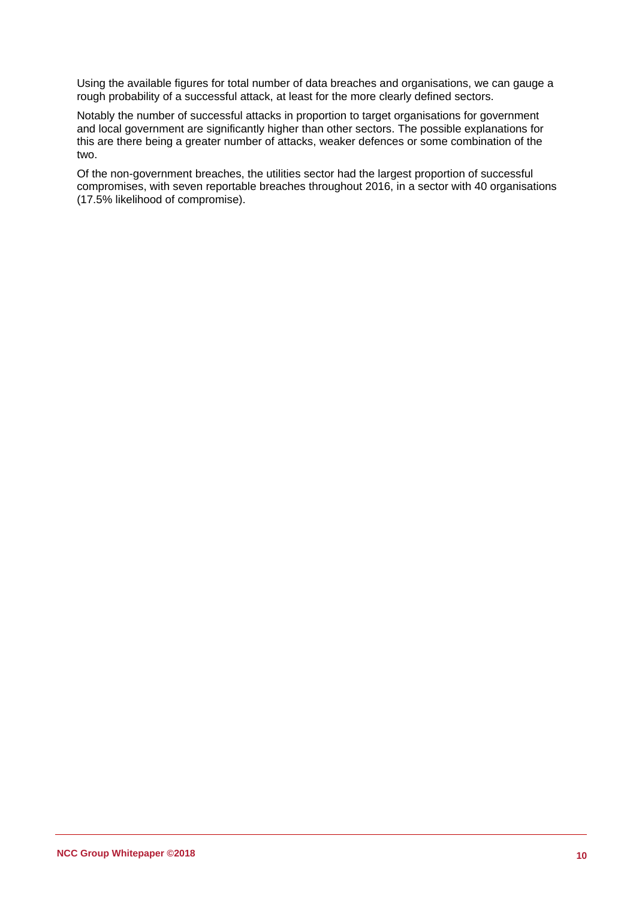Using the available figures for total number of data breaches and organisations, we can gauge a rough probability of a successful attack, at least for the more clearly defined sectors.

Notably the number of successful attacks in proportion to target organisations for government and local government are significantly higher than other sectors. The possible explanations for this are there being a greater number of attacks, weaker defences or some combination of the two.

Of the non-government breaches, the utilities sector had the largest proportion of successful compromises, with seven reportable breaches throughout 2016, in a sector with 40 organisations (17.5% likelihood of compromise).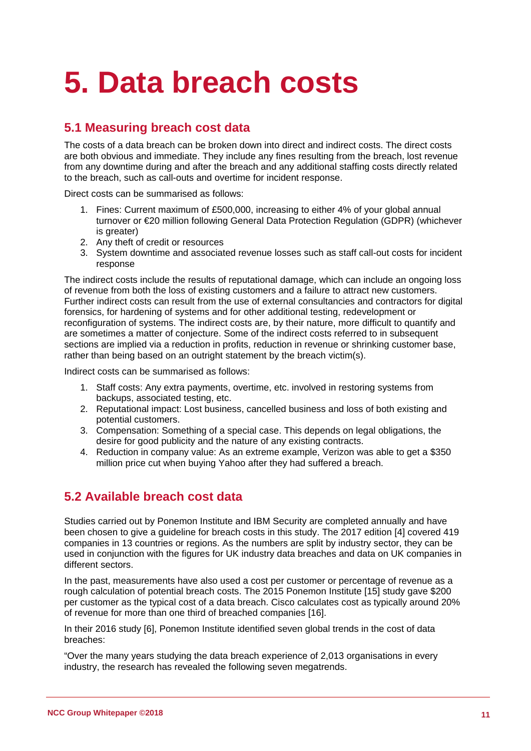# 5. Data breach costs

## 5.1 Measuring breach cost data

The costs of a data breach can be broken down into direct and indirect costs. The direct costs are both obvious and immediate. They include any fines resulting from the breach, lost revenue from any downtime during and after the breach and any additional staffing costs directly related to the breach, such as call-outs and overtime for incident response.

Direct costs can be summarised as follows:

1. Fines: Current maximum of £500,000, increasing to either 4% of your global annual turnover or €20 million following General Data Protection Regulation (GDPR) (whichever is greater)
2. Any theft of credit or resources
3. System downtime and associated revenue losses such as staff call-out costs for incident response

The indirect costs include the results of reputational damage, which can include an ongoing loss of revenue from both the loss of existing customers and a failure to attract new customers. Further indirect costs can result from the use of external consultancies and contractors for digital forensics, for hardening of systems and for other additional testing, redevelopment or reconfiguration of systems. The indirect costs are, by their nature, more difficult to quantify and are sometimes a matter of conjecture. Some of the indirect costs referred to in subsequent sections are implied via a reduction in profits, reduction in revenue or shrinking customer base, rather than being based on an outright statement by the breach victim(s).

Indirect costs can be summarised as follows:

1. Staff costs: Any extra payments, overtime, etc. involved in restoring systems from backups, associated testing, etc.
2. Reputational impact: Lost business, cancelled business and loss of both existing and potential customers.
3. Compensation: Something of a special case. This depends on legal obligations, the desire for good publicity and the nature of any existing contracts.
4. Reduction in company value: As an extreme example, Verizon was able to get a $350 million price cut when buying Yahoo after they had suffered a breach.

## 5.2 Available breach cost data

Studies carried out by Ponemon Institute and IBM Security are completed annually and have been chosen to give a guideline for breach costs in this study. The 2017 edition [4] covered 419 companies in 13 countries or regions. As the numbers are split by industry sector, they can be used in conjunction with the figures for UK industry data breaches and data on UK companies in different sectors.

In the past, measurements have also used a cost per customer or percentage of revenue as a rough calculation of potential breach costs. The 2015 Ponemon Institute [15] study gave $200 per customer as the typical cost of a data breach. Cisco calculates cost as typically around 20% of revenue for more than one third of breached companies [16].

In their 2016 study [6], Ponemon Institute identified seven global trends in the cost of data breaches:

"Over the many years studying the data breach experience of 2,013 organisations in every industry, the research has revealed the following seven megatrends.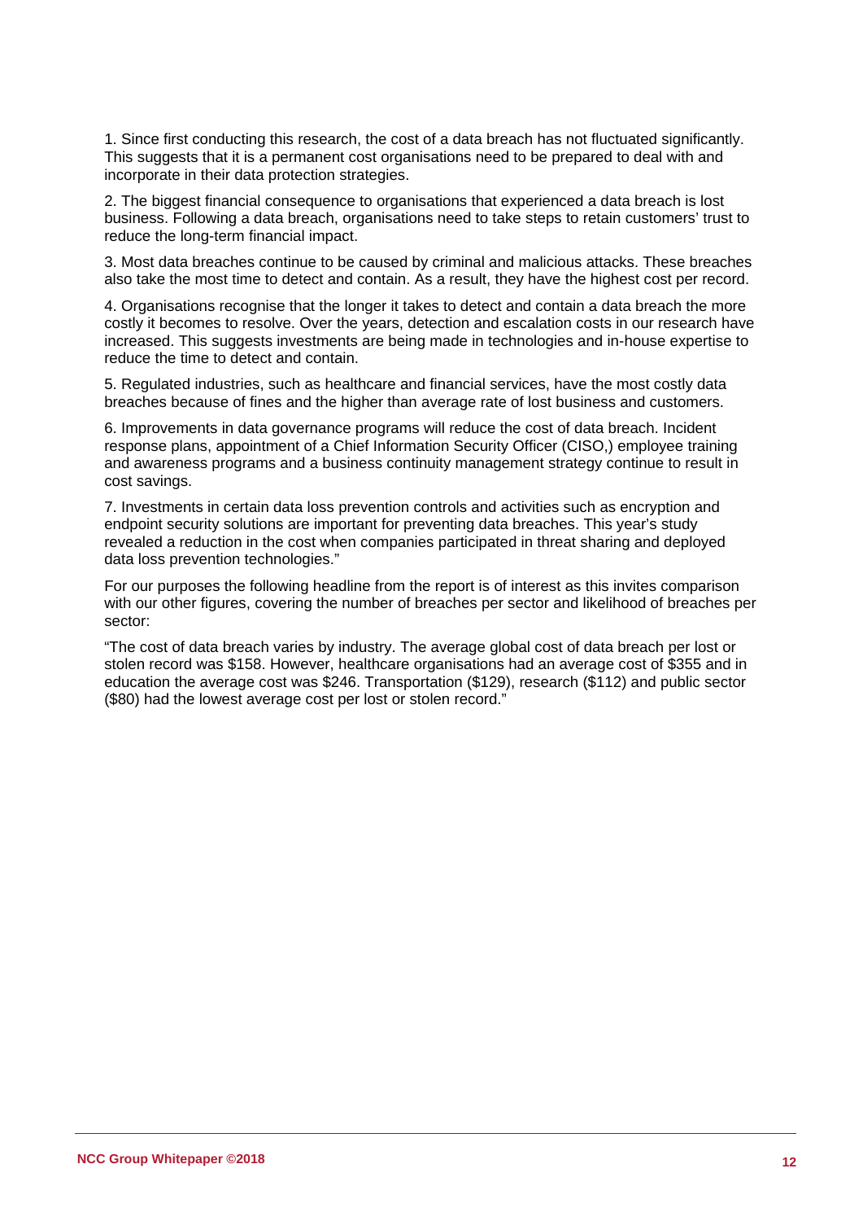1. Since first conducting this research, the cost of a data breach has not fluctuated significantly. This suggests that it is a permanent cost organisations need to be prepared to deal with and incorporate in their data protection strategies.

2. The biggest financial consequence to organisations that experienced a data breach is lost business. Following a data breach, organisations need to take steps to retain customers' trust to reduce the long-term financial impact.

3. Most data breaches continue to be caused by criminal and malicious attacks. These breaches also take the most time to detect and contain. As a result, they have the highest cost per record.

4. Organisations recognise that the longer it takes to detect and contain a data breach the more costly it becomes to resolve. Over the years, detection and escalation costs in our research have increased. This suggests investments are being made in technologies and in-house expertise to reduce the time to detect and contain.

5. Regulated industries, such as healthcare and financial services, have the most costly data breaches because of fines and the higher than average rate of lost business and customers.

6. Improvements in data governance programs will reduce the cost of data breach. Incident response plans, appointment of a Chief Information Security Officer (CISO,) employee training and awareness programs and a business continuity management strategy continue to result in cost savings.

7. Investments in certain data loss prevention controls and activities such as encryption and endpoint security solutions are important for preventing data breaches. This year's study revealed a reduction in the cost when companies participated in threat sharing and deployed data loss prevention technologies."

For our purposes the following headline from the report is of interest as this invites comparison with our other figures, covering the number of breaches per sector and likelihood of breaches per sector:

"The cost of data breach varies by industry. The average global cost of data breach per lost or stolen record was $158. However, healthcare organisations had an average cost of $355 and in education the average cost was $246. Transportation ($129), research ($112) and public sector ($80) had the lowest average cost per lost or stolen record."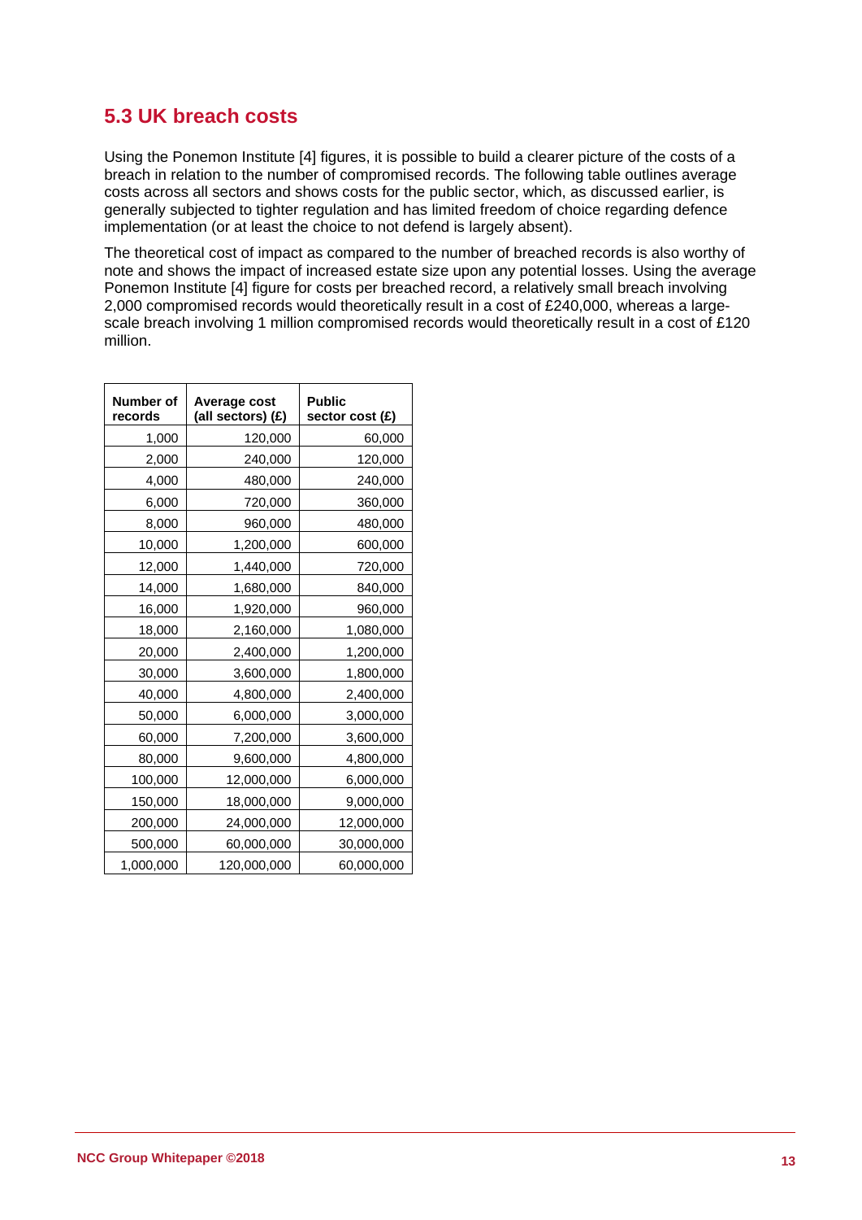## 5.3 UK breach costs

Using the Ponemon Institute [4] figures, it is possible to build a clearer picture of the costs of a breach in relation to the number of compromised records. The following table outlines average costs across all sectors and shows costs for the public sector, which, as discussed earlier, is generally subjected to tighter regulation and has limited freedom of choice regarding defence implementation (or at least the choice to not defend is largely absent).

The theoretical cost of impact as compared to the number of breached records is also worthy of note and shows the impact of increased estate size upon any potential losses. Using the average Ponemon Institute [4] figure for costs per breached record, a relatively small breach involving 2,000 compromised records would theoretically result in a cost of £240,000, whereas a large-scale breach involving 1 million compromised records would theoretically result in a cost of £120 million.

| Number of records | Average cost (all sectors) (£) | Public sector cost (£) |
|---:|---:|---:|
| 1,000 | 120,000 | 60,000 |
| 2,000 | 240,000 | 120,000 |
| 4,000 | 480,000 | 240,000 |
| 6,000 | 720,000 | 360,000 |
| 8,000 | 960,000 | 480,000 |
| 10,000 | 1,200,000 | 600,000 |
| 12,000 | 1,440,000 | 720,000 |
| 14,000 | 1,680,000 | 840,000 |
| 16,000 | 1,920,000 | 960,000 |
| 18,000 | 2,160,000 | 1,080,000 |
| 20,000 | 2,400,000 | 1,200,000 |
| 30,000 | 3,600,000 | 1,800,000 |
| 40,000 | 4,800,000 | 2,400,000 |
| 50,000 | 6,000,000 | 3,000,000 |
| 60,000 | 7,200,000 | 3,600,000 |
| 80,000 | 9,600,000 | 4,800,000 |
| 100,000 | 12,000,000 | 6,000,000 |
| 150,000 | 18,000,000 | 9,000,000 |
| 200,000 | 24,000,000 | 12,000,000 |
| 500,000 | 60,000,000 | 30,000,000 |
| 1,000,000 | 120,000,000 | 60,000,000 |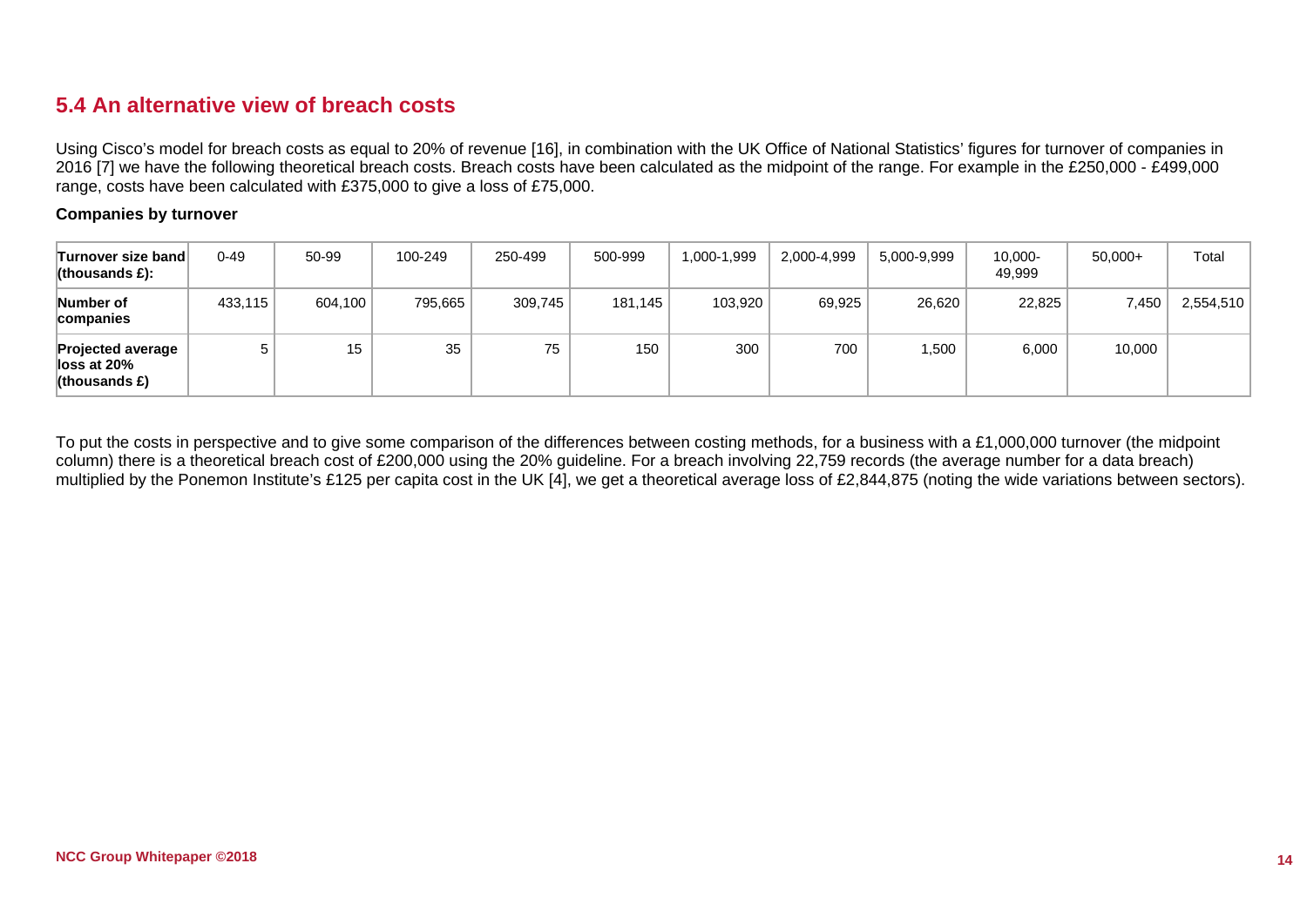## 5.4 An alternative view of breach costs

Using Cisco's model for breach costs as equal to 20% of revenue [16], in combination with the UK Office of National Statistics' figures for turnover of companies in 2016 [7] we have the following theoretical breach costs. Breach costs have been calculated as the midpoint of the range. For example in the £250,000 - £499,000 range, costs have been calculated with £375,000 to give a loss of £75,000.

**Companies by turnover**

| **Turnover size band (thousands £):** | 0-49 | 50-99 | 100-249 | 250-499 | 500-999 | 1,000-1,999 | 2,000-4,999 | 5,000-9,999 | 10,000-49,999 | 50,000+ | Total |
|---|---|---|---|---|---|---|---|---|---|---|---|
| **Number of companies** | 433,115 | 604,100 | 795,665 | 309,745 | 181,145 | 103,920 | 69,925 | 26,620 | 22,825 | 7,450 | 2,554,510 |
| **Projected average loss at 20% (thousands £)** | 5 | 15 | 35 | 75 | 150 | 300 | 700 | 1,500 | 6,000 | 10,000 | |

To put the costs in perspective and to give some comparison of the differences between costing methods, for a business with a £1,000,000 turnover (the midpoint column) there is a theoretical breach cost of £200,000 using the 20% guideline. For a breach involving 22,759 records (the average number for a data breach) multiplied by the Ponemon Institute's £125 per capita cost in the UK [4], we get a theoretical average loss of £2,844,875 (noting the wide variations between sectors).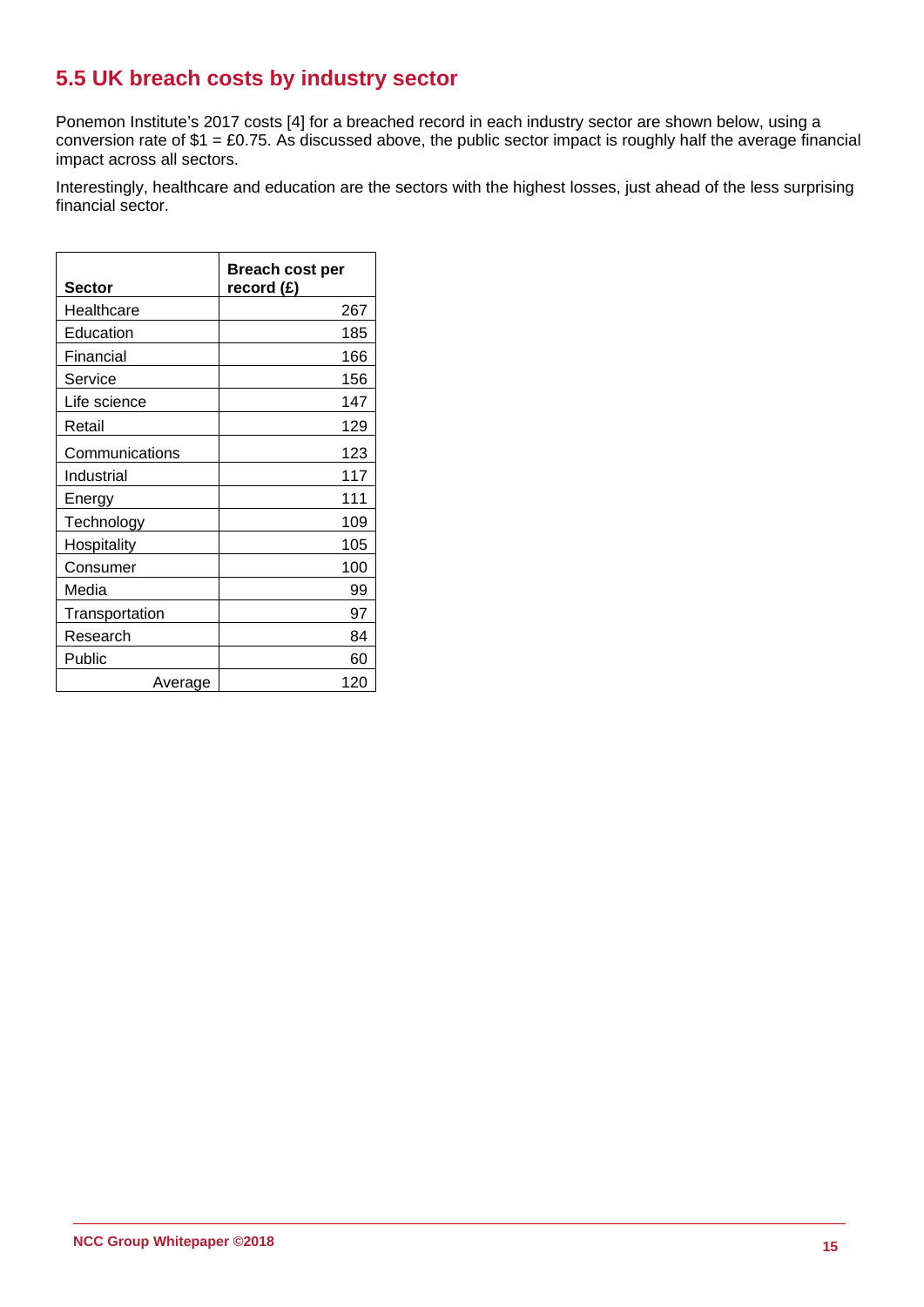## 5.5 UK breach costs by industry sector

Ponemon Institute's 2017 costs [4] for a breached record in each industry sector are shown below, using a conversion rate of $1 = £0.75. As discussed above, the public sector impact is roughly half the average financial impact across all sectors.

Interestingly, healthcare and education are the sectors with the highest losses, just ahead of the less surprising financial sector.

| Sector | Breach cost per record (£) |
|---|---|
| Healthcare | 267 |
| Education | 185 |
| Financial | 166 |
| Service | 156 |
| Life science | 147 |
| Retail | 129 |
| Communications | 123 |
| Industrial | 117 |
| Energy | 111 |
| Technology | 109 |
| Hospitality | 105 |
| Consumer | 100 |
| Media | 99 |
| Transportation | 97 |
| Research | 84 |
| Public | 60 |
| Average | 120 |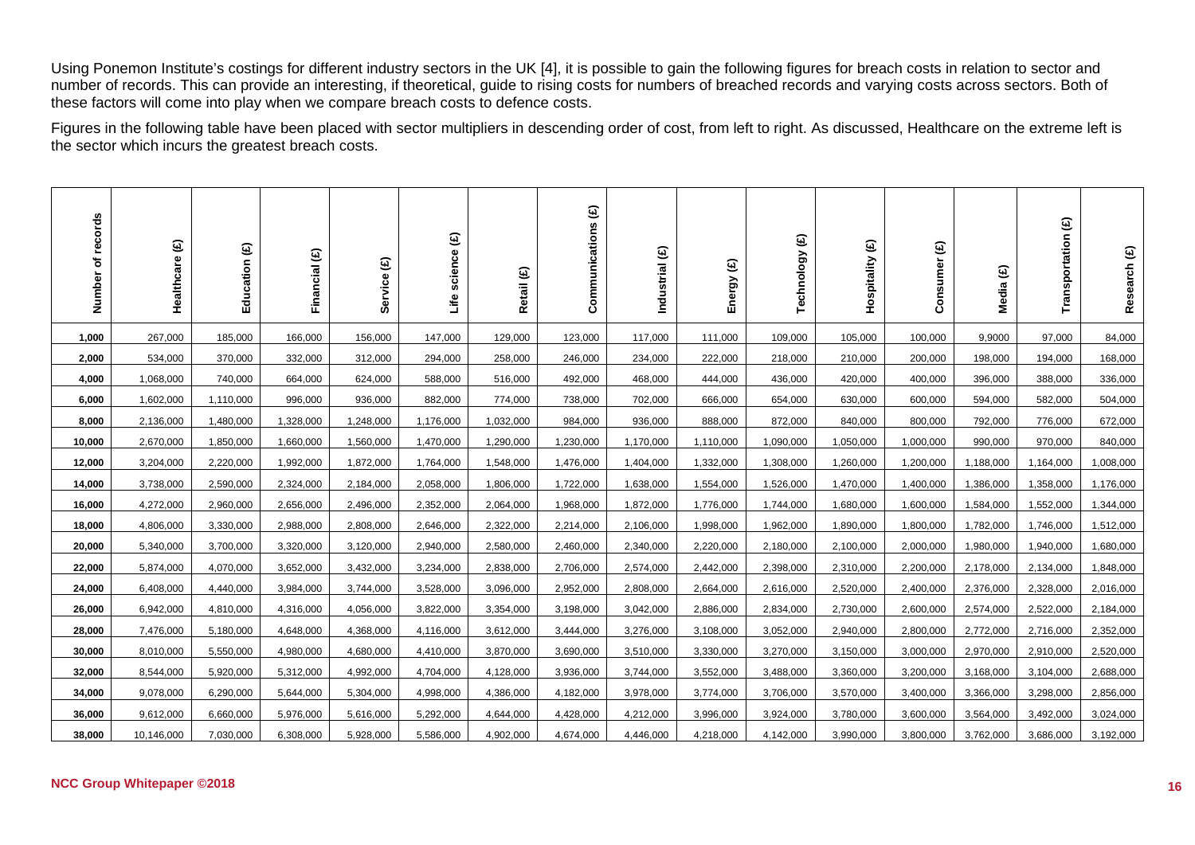Using Ponemon Institute's costings for different industry sectors in the UK [4], it is possible to gain the following figures for breach costs in relation to sector and number of records. This can provide an interesting, if theoretical, guide to rising costs for numbers of breached records and varying costs across sectors. Both of these factors will come into play when we compare breach costs to defence costs.

Figures in the following table have been placed with sector multipliers in descending order of cost, from left to right. As discussed, Healthcare on the extreme left is the sector which incurs the greatest breach costs.

| Number of records | Healthcare (£) | Education (£) | Financial (£) | Service (£) | Life science (£) | Retail (£) | Communications (£) | Industrial (£) | Energy (£) | Technology (£) | Hospitality (£) | Consumer (£) | Media (£) | Transportation (£) | Research (£) |
|---|---|---|---|---|---|---|---|---|---|---|---|---|---|---|---|
| **1,000** | 267,000 | 185,000 | 166,000 | 156,000 | 147,000 | 129,000 | 123,000 | 117,000 | 111,000 | 109,000 | 105,000 | 100,000 | 9,9000 | 97,000 | 84,000 |
| **2,000** | 534,000 | 370,000 | 332,000 | 312,000 | 294,000 | 258,000 | 246,000 | 234,000 | 222,000 | 218,000 | 210,000 | 200,000 | 198,000 | 194,000 | 168,000 |
| **4,000** | 1,068,000 | 740,000 | 664,000 | 624,000 | 588,000 | 516,000 | 492,000 | 468,000 | 444,000 | 436,000 | 420,000 | 400,000 | 396,000 | 388,000 | 336,000 |
| **6,000** | 1,602,000 | 1,110,000 | 996,000 | 936,000 | 882,000 | 774,000 | 738,000 | 702,000 | 666,000 | 654,000 | 630,000 | 600,000 | 594,000 | 582,000 | 504,000 |
| **8,000** | 2,136,000 | 1,480,000 | 1,328,000 | 1,248,000 | 1,176,000 | 1,032,000 | 984,000 | 936,000 | 888,000 | 872,000 | 840,000 | 800,000 | 792,000 | 776,000 | 672,000 |
| **10,000** | 2,670,000 | 1,850,000 | 1,660,000 | 1,560,000 | 1,470,000 | 1,290,000 | 1,230,000 | 1,170,000 | 1,110,000 | 1,090,000 | 1,050,000 | 1,000,000 | 990,000 | 970,000 | 840,000 |
| **12,000** | 3,204,000 | 2,220,000 | 1,992,000 | 1,872,000 | 1,764,000 | 1,548,000 | 1,476,000 | 1,404,000 | 1,332,000 | 1,308,000 | 1,260,000 | 1,200,000 | 1,188,000 | 1,164,000 | 1,008,000 |
| **14,000** | 3,738,000 | 2,590,000 | 2,324,000 | 2,184,000 | 2,058,000 | 1,806,000 | 1,722,000 | 1,638,000 | 1,554,000 | 1,526,000 | 1,470,000 | 1,400,000 | 1,386,000 | 1,358,000 | 1,176,000 |
| **16,000** | 4,272,000 | 2,960,000 | 2,656,000 | 2,496,000 | 2,352,000 | 2,064,000 | 1,968,000 | 1,872,000 | 1,776,000 | 1,744,000 | 1,680,000 | 1,600,000 | 1,584,000 | 1,552,000 | 1,344,000 |
| **18,000** | 4,806,000 | 3,330,000 | 2,988,000 | 2,808,000 | 2,646,000 | 2,322,000 | 2,214,000 | 2,106,000 | 1,998,000 | 1,962,000 | 1,890,000 | 1,800,000 | 1,782,000 | 1,746,000 | 1,512,000 |
| **20,000** | 5,340,000 | 3,700,000 | 3,320,000 | 3,120,000 | 2,940,000 | 2,580,000 | 2,460,000 | 2,340,000 | 2,220,000 | 2,180,000 | 2,100,000 | 2,000,000 | 1,980,000 | 1,940,000 | 1,680,000 |
| **22,000** | 5,874,000 | 4,070,000 | 3,652,000 | 3,432,000 | 3,234,000 | 2,838,000 | 2,706,000 | 2,574,000 | 2,442,000 | 2,398,000 | 2,310,000 | 2,200,000 | 2,178,000 | 2,134,000 | 1,848,000 |
| **24,000** | 6,408,000 | 4,440,000 | 3,984,000 | 3,744,000 | 3,528,000 | 3,096,000 | 2,952,000 | 2,808,000 | 2,664,000 | 2,616,000 | 2,520,000 | 2,400,000 | 2,376,000 | 2,328,000 | 2,016,000 |
| **26,000** | 6,942,000 | 4,810,000 | 4,316,000 | 4,056,000 | 3,822,000 | 3,354,000 | 3,198,000 | 3,042,000 | 2,886,000 | 2,834,000 | 2,730,000 | 2,600,000 | 2,574,000 | 2,522,000 | 2,184,000 |
| **28,000** | 7,476,000 | 5,180,000 | 4,648,000 | 4,368,000 | 4,116,000 | 3,612,000 | 3,444,000 | 3,276,000 | 3,108,000 | 3,052,000 | 2,940,000 | 2,800,000 | 2,772,000 | 2,716,000 | 2,352,000 |
| **30,000** | 8,010,000 | 5,550,000 | 4,980,000 | 4,680,000 | 4,410,000 | 3,870,000 | 3,690,000 | 3,510,000 | 3,330,000 | 3,270,000 | 3,150,000 | 3,000,000 | 2,970,000 | 2,910,000 | 2,520,000 |
| **32,000** | 8,544,000 | 5,920,000 | 5,312,000 | 4,992,000 | 4,704,000 | 4,128,000 | 3,936,000 | 3,744,000 | 3,552,000 | 3,488,000 | 3,360,000 | 3,200,000 | 3,168,000 | 3,104,000 | 2,688,000 |
| **34,000** | 9,078,000 | 6,290,000 | 5,644,000 | 5,304,000 | 4,998,000 | 4,386,000 | 4,182,000 | 3,978,000 | 3,774,000 | 3,706,000 | 3,570,000 | 3,400,000 | 3,366,000 | 3,298,000 | 2,856,000 |
| **36,000** | 9,612,000 | 6,660,000 | 5,976,000 | 5,616,000 | 5,292,000 | 4,644,000 | 4,428,000 | 4,212,000 | 3,996,000 | 3,924,000 | 3,780,000 | 3,600,000 | 3,564,000 | 3,492,000 | 3,024,000 |
| **38,000** | 10,146,000 | 7,030,000 | 6,308,000 | 5,928,000 | 5,586,000 | 4,902,000 | 4,674,000 | 4,446,000 | 4,218,000 | 4,142,000 | 3,990,000 | 3,800,000 | 3,762,000 | 3,686,000 | 3,192,000 |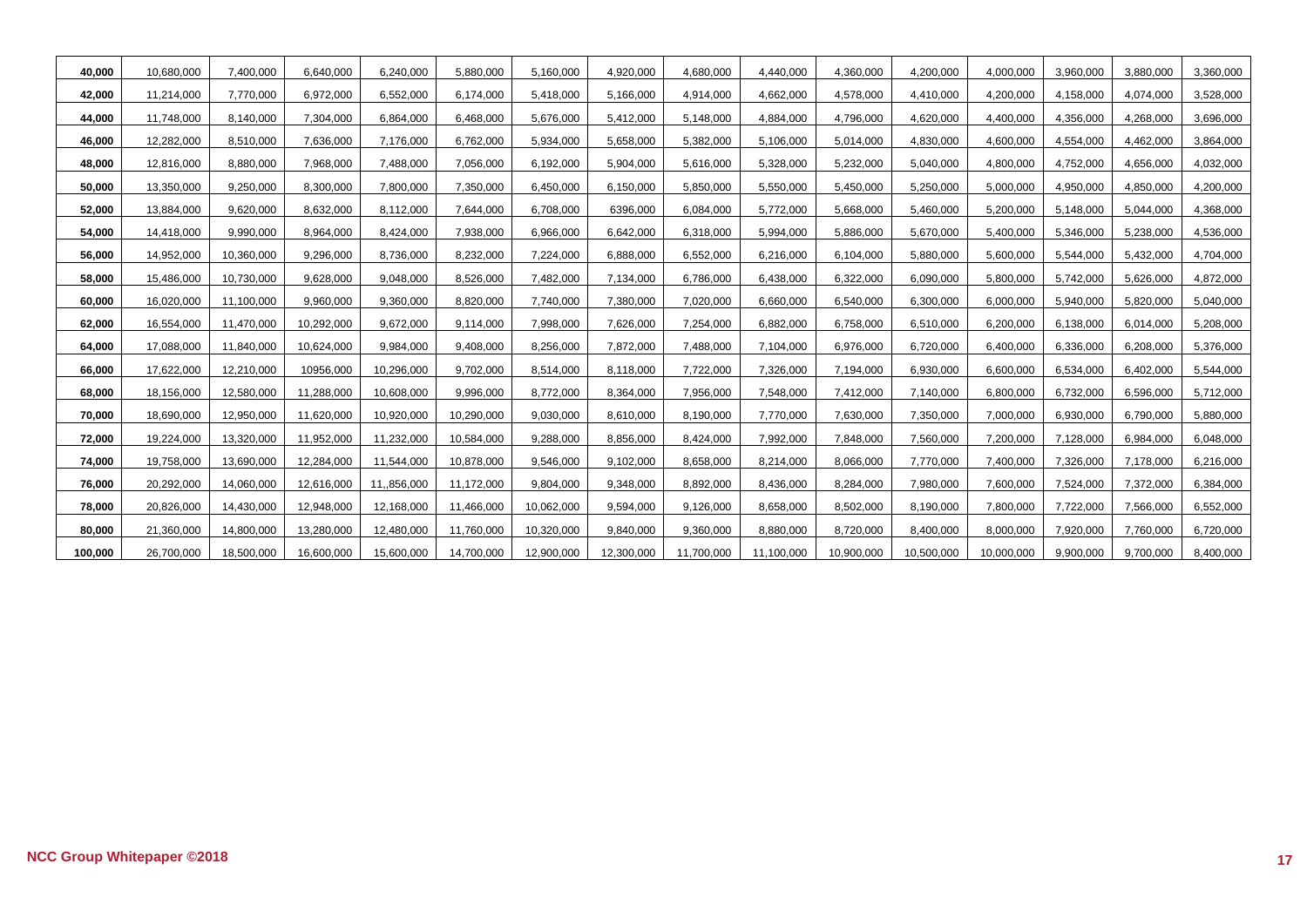| 40,000 | 10,680,000 | 7,400,000 | 6,640,000 | 6,240,000 | 5,880,000 | 5,160,000 | 4,920,000 | 4,680,000 | 4,440,000 | 4,360,000 | 4,200,000 | 4,000,000 | 3,960,000 | 3,880,000 | 3,360,000 |
|---|---|---|---|---|---|---|---|---|---|---|---|---|---|---|---|
| **42,000** | 11,214,000 | 7,770,000 | 6,972,000 | 6,552,000 | 6,174,000 | 5,418,000 | 5,166,000 | 4,914,000 | 4,662,000 | 4,578,000 | 4,410,000 | 4,200,000 | 4,158,000 | 4,074,000 | 3,528,000 |
| **44,000** | 11,748,000 | 8,140,000 | 7,304,000 | 6,864,000 | 6,468,000 | 5,676,000 | 5,412,000 | 5,148,000 | 4,884,000 | 4,796,000 | 4,620,000 | 4,400,000 | 4,356,000 | 4,268,000 | 3,696,000 |
| **46,000** | 12,282,000 | 8,510,000 | 7,636,000 | 7,176,000 | 6,762,000 | 5,934,000 | 5,658,000 | 5,382,000 | 5,106,000 | 5,014,000 | 4,830,000 | 4,600,000 | 4,554,000 | 4,462,000 | 3,864,000 |
| **48,000** | 12,816,000 | 8,880,000 | 7,968,000 | 7,488,000 | 7,056,000 | 6,192,000 | 5,904,000 | 5,616,000 | 5,328,000 | 5,232,000 | 5,040,000 | 4,800,000 | 4,752,000 | 4,656,000 | 4,032,000 |
| **50,000** | 13,350,000 | 9,250,000 | 8,300,000 | 7,800,000 | 7,350,000 | 6,450,000 | 6,150,000 | 5,850,000 | 5,550,000 | 5,450,000 | 5,250,000 | 5,000,000 | 4,950,000 | 4,850,000 | 4,200,000 |
| **52,000** | 13,884,000 | 9,620,000 | 8,632,000 | 8,112,000 | 7,644,000 | 6,708,000 | 6396,000 | 6,084,000 | 5,772,000 | 5,668,000 | 5,460,000 | 5,200,000 | 5,148,000 | 5,044,000 | 4,368,000 |
| **54,000** | 14,418,000 | 9,990,000 | 8,964,000 | 8,424,000 | 7,938,000 | 6,966,000 | 6,642,000 | 6,318,000 | 5,994,000 | 5,886,000 | 5,670,000 | 5,400,000 | 5,346,000 | 5,238,000 | 4,536,000 |
| **56,000** | 14,952,000 | 10,360,000 | 9,296,000 | 8,736,000 | 8,232,000 | 7,224,000 | 6,888,000 | 6,552,000 | 6,216,000 | 6,104,000 | 5,880,000 | 5,600,000 | 5,544,000 | 5,432,000 | 4,704,000 |
| **58,000** | 15,486,000 | 10,730,000 | 9,628,000 | 9,048,000 | 8,526,000 | 7,482,000 | 7,134,000 | 6,786,000 | 6,438,000 | 6,322,000 | 6,090,000 | 5,800,000 | 5,742,000 | 5,626,000 | 4,872,000 |
| **60,000** | 16,020,000 | 11,100,000 | 9,960,000 | 9,360,000 | 8,820,000 | 7,740,000 | 7,380,000 | 7,020,000 | 6,660,000 | 6,540,000 | 6,300,000 | 6,000,000 | 5,940,000 | 5,820,000 | 5,040,000 |
| **62,000** | 16,554,000 | 11,470,000 | 10,292,000 | 9,672,000 | 9,114,000 | 7,998,000 | 7,626,000 | 7,254,000 | 6,882,000 | 6,758,000 | 6,510,000 | 6,200,000 | 6,138,000 | 6,014,000 | 5,208,000 |
| **64,000** | 17,088,000 | 11,840,000 | 10,624,000 | 9,984,000 | 9,408,000 | 8,256,000 | 7,872,000 | 7,488,000 | 7,104,000 | 6,976,000 | 6,720,000 | 6,400,000 | 6,336,000 | 6,208,000 | 5,376,000 |
| **66,000** | 17,622,000 | 12,210,000 | 10956,000 | 10,296,000 | 9,702,000 | 8,514,000 | 8,118,000 | 7,722,000 | 7,326,000 | 7,194,000 | 6,930,000 | 6,600,000 | 6,534,000 | 6,402,000 | 5,544,000 |
| **68,000** | 18,156,000 | 12,580,000 | 11,288,000 | 10,608,000 | 9,996,000 | 8,772,000 | 8,364,000 | 7,956,000 | 7,548,000 | 7,412,000 | 7,140,000 | 6,800,000 | 6,732,000 | 6,596,000 | 5,712,000 |
| **70,000** | 18,690,000 | 12,950,000 | 11,620,000 | 10,920,000 | 10,290,000 | 9,030,000 | 8,610,000 | 8,190,000 | 7,770,000 | 7,630,000 | 7,350,000 | 7,000,000 | 6,930,000 | 6,790,000 | 5,880,000 |
| **72,000** | 19,224,000 | 13,320,000 | 11,952,000 | 11,232,000 | 10,584,000 | 9,288,000 | 8,856,000 | 8,424,000 | 7,992,000 | 7,848,000 | 7,560,000 | 7,200,000 | 7,128,000 | 6,984,000 | 6,048,000 |
| **74,000** | 19,758,000 | 13,690,000 | 12,284,000 | 11,544,000 | 10,878,000 | 9,546,000 | 9,102,000 | 8,658,000 | 8,214,000 | 8,066,000 | 7,770,000 | 7,400,000 | 7,326,000 | 7,178,000 | 6,216,000 |
| **76,000** | 20,292,000 | 14,060,000 | 12,616,000 | 11,,856,000 | 11,172,000 | 9,804,000 | 9,348,000 | 8,892,000 | 8,436,000 | 8,284,000 | 7,980,000 | 7,600,000 | 7,524,000 | 7,372,000 | 6,384,000 |
| **78,000** | 20,826,000 | 14,430,000 | 12,948,000 | 12,168,000 | 11,466,000 | 10,062,000 | 9,594,000 | 9,126,000 | 8,658,000 | 8,502,000 | 8,190,000 | 7,800,000 | 7,722,000 | 7,566,000 | 6,552,000 |
| **80,000** | 21,360,000 | 14,800,000 | 13,280,000 | 12,480,000 | 11,760,000 | 10,320,000 | 9,840,000 | 9,360,000 | 8,880,000 | 8,720,000 | 8,400,000 | 8,000,000 | 7,920,000 | 7,760,000 | 6,720,000 |
| **100,000** | 26,700,000 | 18,500,000 | 16,600,000 | 15,600,000 | 14,700,000 | 12,900,000 | 12,300,000 | 11,700,000 | 11,100,000 | 10,900,000 | 10,500,000 | 10,000,000 | 9,900,000 | 9,700,000 | 8,400,000 |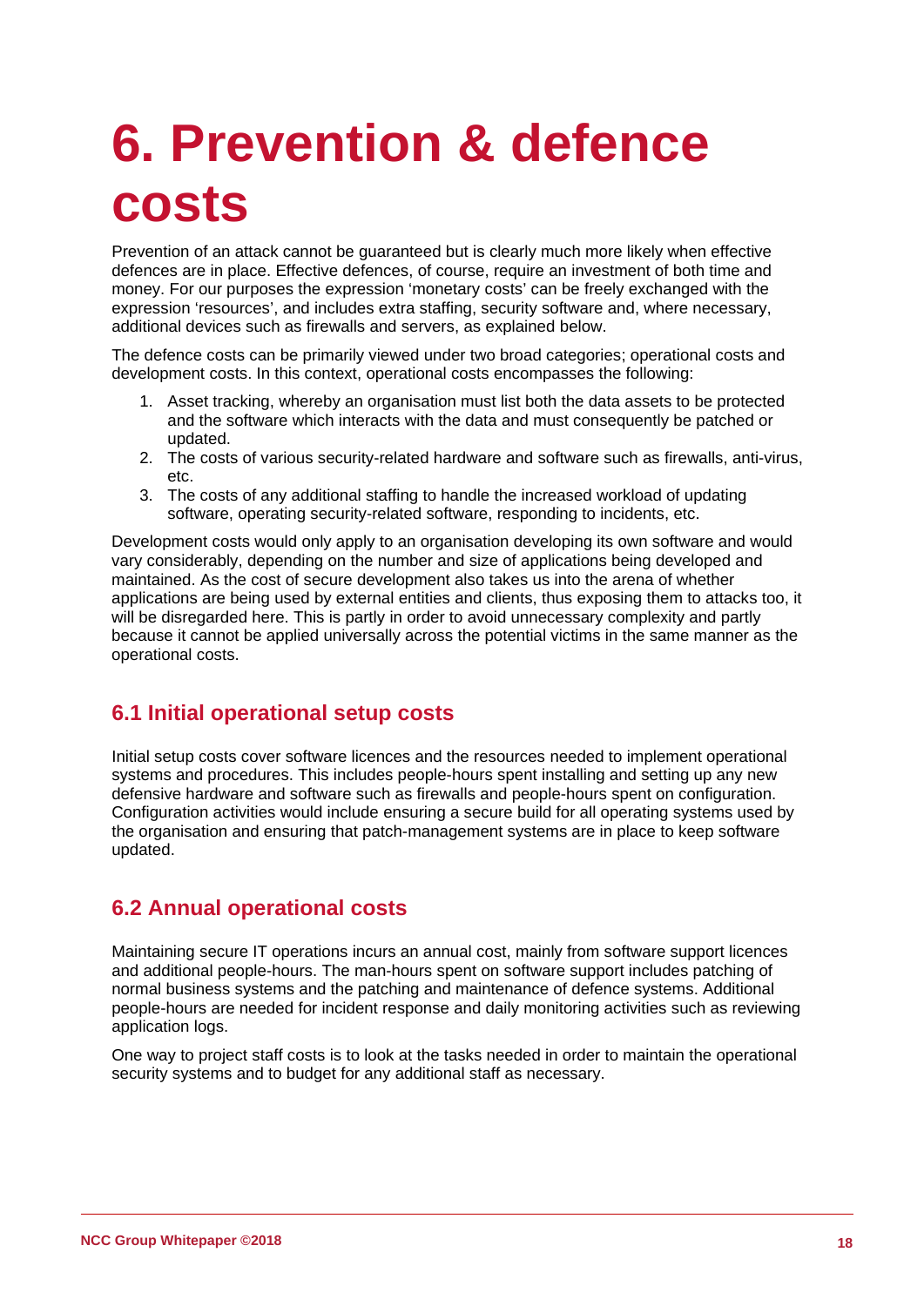# 6. Prevention & defence costs

Prevention of an attack cannot be guaranteed but is clearly much more likely when effective defences are in place. Effective defences, of course, require an investment of both time and money. For our purposes the expression 'monetary costs' can be freely exchanged with the expression 'resources', and includes extra staffing, security software and, where necessary, additional devices such as firewalls and servers, as explained below.

The defence costs can be primarily viewed under two broad categories; operational costs and development costs. In this context, operational costs encompasses the following:

1. Asset tracking, whereby an organisation must list both the data assets to be protected and the software which interacts with the data and must consequently be patched or updated.
2. The costs of various security-related hardware and software such as firewalls, anti-virus, etc.
3. The costs of any additional staffing to handle the increased workload of updating software, operating security-related software, responding to incidents, etc.

Development costs would only apply to an organisation developing its own software and would vary considerably, depending on the number and size of applications being developed and maintained. As the cost of secure development also takes us into the arena of whether applications are being used by external entities and clients, thus exposing them to attacks too, it will be disregarded here. This is partly in order to avoid unnecessary complexity and partly because it cannot be applied universally across the potential victims in the same manner as the operational costs.

## 6.1 Initial operational setup costs

Initial setup costs cover software licences and the resources needed to implement operational systems and procedures. This includes people-hours spent installing and setting up any new defensive hardware and software such as firewalls and people-hours spent on configuration. Configuration activities would include ensuring a secure build for all operating systems used by the organisation and ensuring that patch-management systems are in place to keep software updated.

## 6.2 Annual operational costs

Maintaining secure IT operations incurs an annual cost, mainly from software support licences and additional people-hours. The man-hours spent on software support includes patching of normal business systems and the patching and maintenance of defence systems. Additional people-hours are needed for incident response and daily monitoring activities such as reviewing application logs.

One way to project staff costs is to look at the tasks needed in order to maintain the operational security systems and to budget for any additional staff as necessary.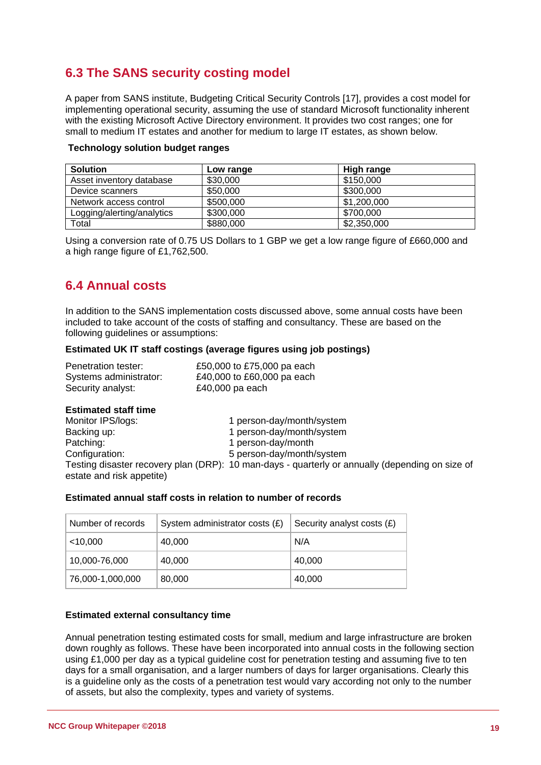## 6.3 The SANS security costing model

A paper from SANS institute, Budgeting Critical Security Controls [17], provides a cost model for implementing operational security, assuming the use of standard Microsoft functionality inherent with the existing Microsoft Active Directory environment. It provides two cost ranges; one for small to medium IT estates and another for medium to large IT estates, as shown below.

**Technology solution budget ranges**

| Solution | Low range | High range |
|---|---|---|
| Asset inventory database | $30,000 | $150,000 |
| Device scanners | $50,000 | $300,000 |
| Network access control | $500,000 | $1,200,000 |
| Logging/alerting/analytics | $300,000 | $700,000 |
| Total | $880,000 | $2,350,000 |

Using a conversion rate of 0.75 US Dollars to 1 GBP we get a low range figure of £660,000 and a high range figure of £1,762,500.

## 6.4 Annual costs

In addition to the SANS implementation costs discussed above, some annual costs have been included to take account of the costs of staffing and consultancy. These are based on the following guidelines or assumptions:

**Estimated UK IT staff costings (average figures using job postings)**

Penetration tester: £50,000 to £75,000 pa each
Systems administrator: £40,000 to £60,000 pa each
Security analyst: £40,000 pa each

**Estimated staff time**

Monitor IPS/logs: 1 person-day/month/system
Backing up: 1 person-day/month/system
Patching: 1 person-day/month
Configuration: 5 person-day/month/system
Testing disaster recovery plan (DRP): 10 man-days - quarterly or annually (depending on size of estate and risk appetite)

**Estimated annual staff costs in relation to number of records**

| Number of records | System administrator costs (£) | Security analyst costs (£) |
|---|---|---|
| <10,000 | 40,000 | N/A |
| 10,000-76,000 | 40,000 | 40,000 |
| 76,000-1,000,000 | 80,000 | 40,000 |

**Estimated external consultancy time**

Annual penetration testing estimated costs for small, medium and large infrastructure are broken down roughly as follows. These have been incorporated into annual costs in the following section using £1,000 per day as a typical guideline cost for penetration testing and assuming five to ten days for a small organisation, and a larger numbers of days for larger organisations. Clearly this is a guideline only as the costs of a penetration test would vary according not only to the number of assets, but also the complexity, types and variety of systems.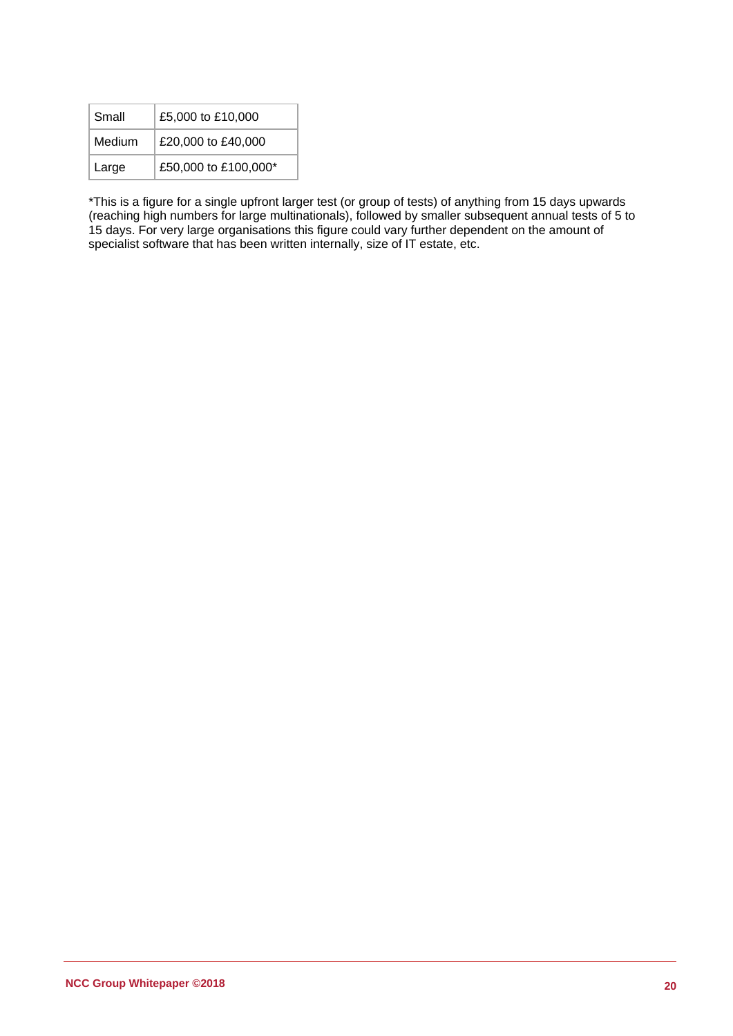| Small | £5,000 to £10,000 |
| --- | --- |
| Medium | £20,000 to £40,000 |
| Large | £50,000 to £100,000* |

*This is a figure for a single upfront larger test (or group of tests) of anything from 15 days upwards (reaching high numbers for large multinationals), followed by smaller subsequent annual tests of 5 to 15 days. For very large organisations this figure could vary further dependent on the amount of specialist software that has been written internally, size of IT estate, etc.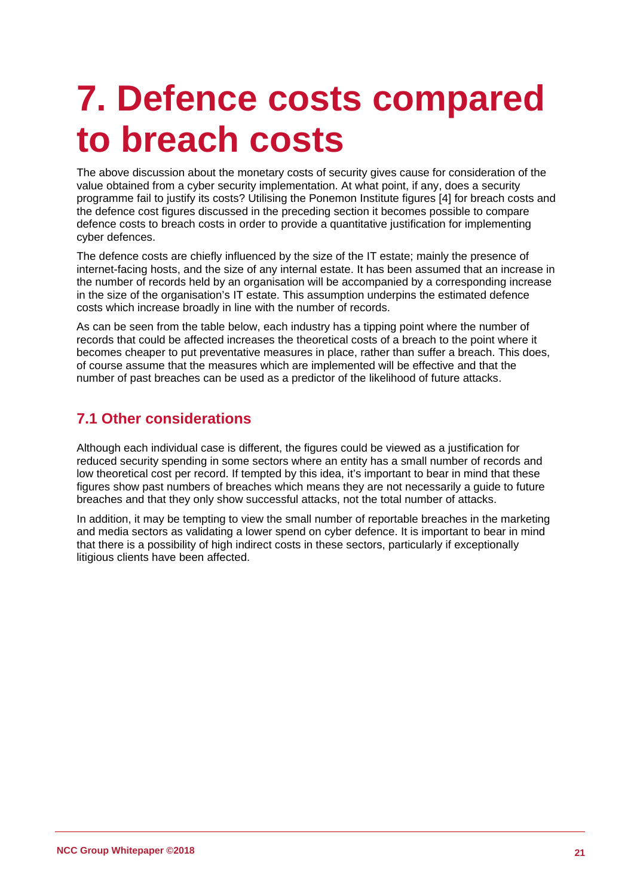# 7. Defence costs compared to breach costs

The above discussion about the monetary costs of security gives cause for consideration of the value obtained from a cyber security implementation. At what point, if any, does a security programme fail to justify its costs? Utilising the Ponemon Institute figures [4] for breach costs and the defence cost figures discussed in the preceding section it becomes possible to compare defence costs to breach costs in order to provide a quantitative justification for implementing cyber defences.

The defence costs are chiefly influenced by the size of the IT estate; mainly the presence of internet-facing hosts, and the size of any internal estate. It has been assumed that an increase in the number of records held by an organisation will be accompanied by a corresponding increase in the size of the organisation's IT estate. This assumption underpins the estimated defence costs which increase broadly in line with the number of records.

As can be seen from the table below, each industry has a tipping point where the number of records that could be affected increases the theoretical costs of a breach to the point where it becomes cheaper to put preventative measures in place, rather than suffer a breach. This does, of course assume that the measures which are implemented will be effective and that the number of past breaches can be used as a predictor of the likelihood of future attacks.

## 7.1 Other considerations

Although each individual case is different, the figures could be viewed as a justification for reduced security spending in some sectors where an entity has a small number of records and low theoretical cost per record. If tempted by this idea, it's important to bear in mind that these figures show past numbers of breaches which means they are not necessarily a guide to future breaches and that they only show successful attacks, not the total number of attacks.

In addition, it may be tempting to view the small number of reportable breaches in the marketing and media sectors as validating a lower spend on cyber defence. It is important to bear in mind that there is a possibility of high indirect costs in these sectors, particularly if exceptionally litigious clients have been affected.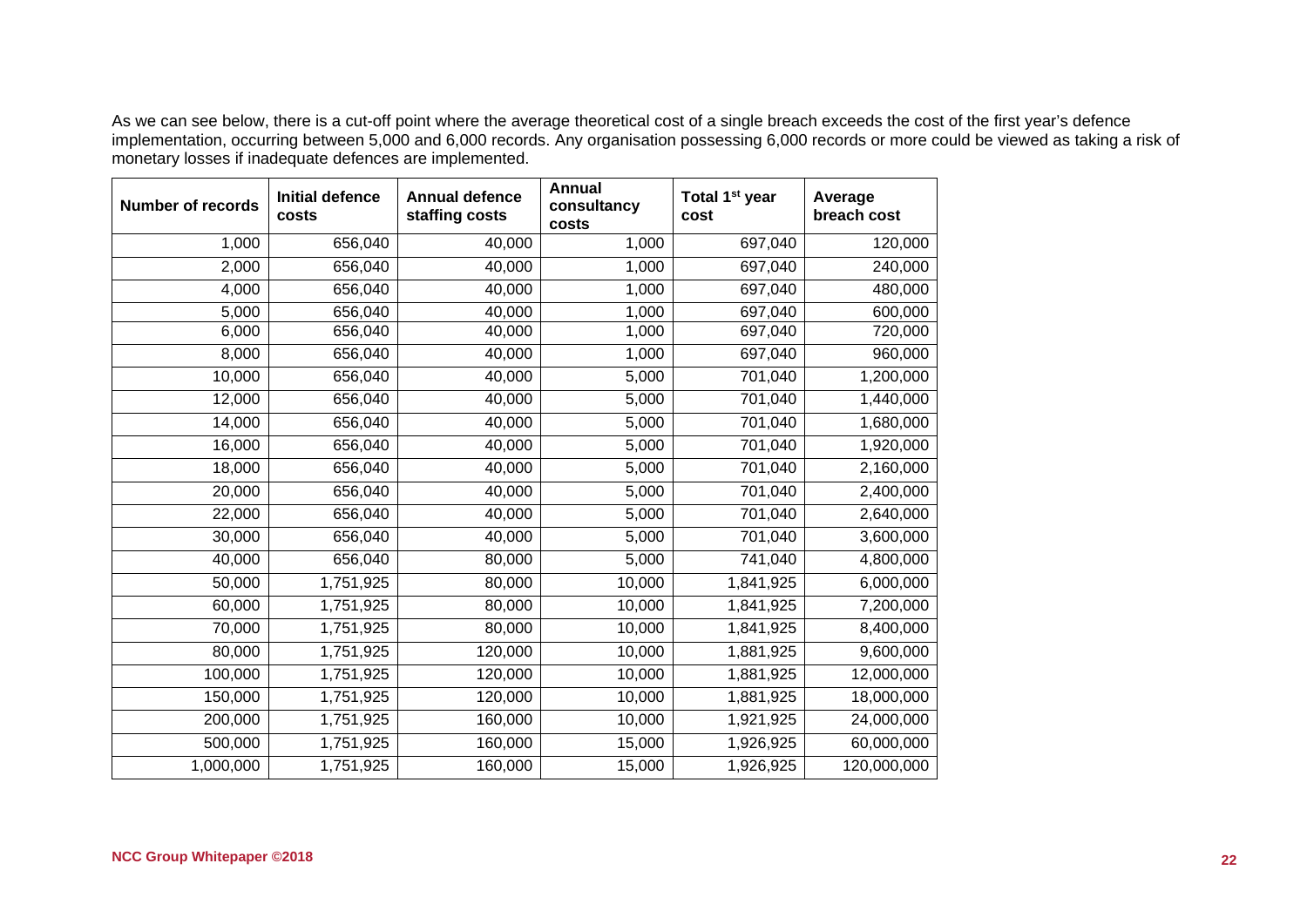As we can see below, there is a cut-off point where the average theoretical cost of a single breach exceeds the cost of the first year's defence implementation, occurring between 5,000 and 6,000 records. Any organisation possessing 6,000 records or more could be viewed as taking a risk of monetary losses if inadequate defences are implemented.

| Number of records | Initial defence costs | Annual defence staffing costs | Annual consultancy costs | Total 1st year cost | Average breach cost |
|---|---|---|---|---|---|
| 1,000 | 656,040 | 40,000 | 1,000 | 697,040 | 120,000 |
| 2,000 | 656,040 | 40,000 | 1,000 | 697,040 | 240,000 |
| 4,000 | 656,040 | 40,000 | 1,000 | 697,040 | 480,000 |
| 5,000 | 656,040 | 40,000 | 1,000 | 697,040 | 600,000 |
| 6,000 | 656,040 | 40,000 | 1,000 | 697,040 | 720,000 |
| 8,000 | 656,040 | 40,000 | 1,000 | 697,040 | 960,000 |
| 10,000 | 656,040 | 40,000 | 5,000 | 701,040 | 1,200,000 |
| 12,000 | 656,040 | 40,000 | 5,000 | 701,040 | 1,440,000 |
| 14,000 | 656,040 | 40,000 | 5,000 | 701,040 | 1,680,000 |
| 16,000 | 656,040 | 40,000 | 5,000 | 701,040 | 1,920,000 |
| 18,000 | 656,040 | 40,000 | 5,000 | 701,040 | 2,160,000 |
| 20,000 | 656,040 | 40,000 | 5,000 | 701,040 | 2,400,000 |
| 22,000 | 656,040 | 40,000 | 5,000 | 701,040 | 2,640,000 |
| 30,000 | 656,040 | 40,000 | 5,000 | 701,040 | 3,600,000 |
| 40,000 | 656,040 | 80,000 | 5,000 | 741,040 | 4,800,000 |
| 50,000 | 1,751,925 | 80,000 | 10,000 | 1,841,925 | 6,000,000 |
| 60,000 | 1,751,925 | 80,000 | 10,000 | 1,841,925 | 7,200,000 |
| 70,000 | 1,751,925 | 80,000 | 10,000 | 1,841,925 | 8,400,000 |
| 80,000 | 1,751,925 | 120,000 | 10,000 | 1,881,925 | 9,600,000 |
| 100,000 | 1,751,925 | 120,000 | 10,000 | 1,881,925 | 12,000,000 |
| 150,000 | 1,751,925 | 120,000 | 10,000 | 1,881,925 | 18,000,000 |
| 200,000 | 1,751,925 | 160,000 | 10,000 | 1,921,925 | 24,000,000 |
| 500,000 | 1,751,925 | 160,000 | 15,000 | 1,926,925 | 60,000,000 |
| 1,000,000 | 1,751,925 | 160,000 | 15,000 | 1,926,925 | 120,000,000 |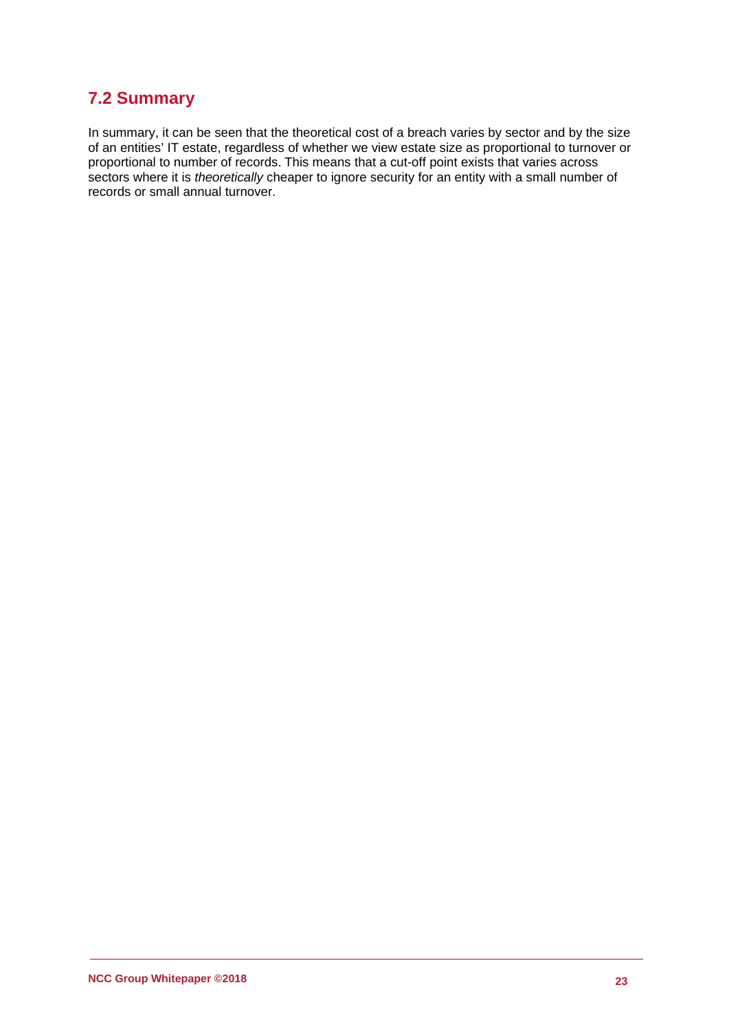## 7.2 Summary

In summary, it can be seen that the theoretical cost of a breach varies by sector and by the size of an entities' IT estate, regardless of whether we view estate size as proportional to turnover or proportional to number of records. This means that a cut-off point exists that varies across sectors where it is *theoretically* cheaper to ignore security for an entity with a small number of records or small annual turnover.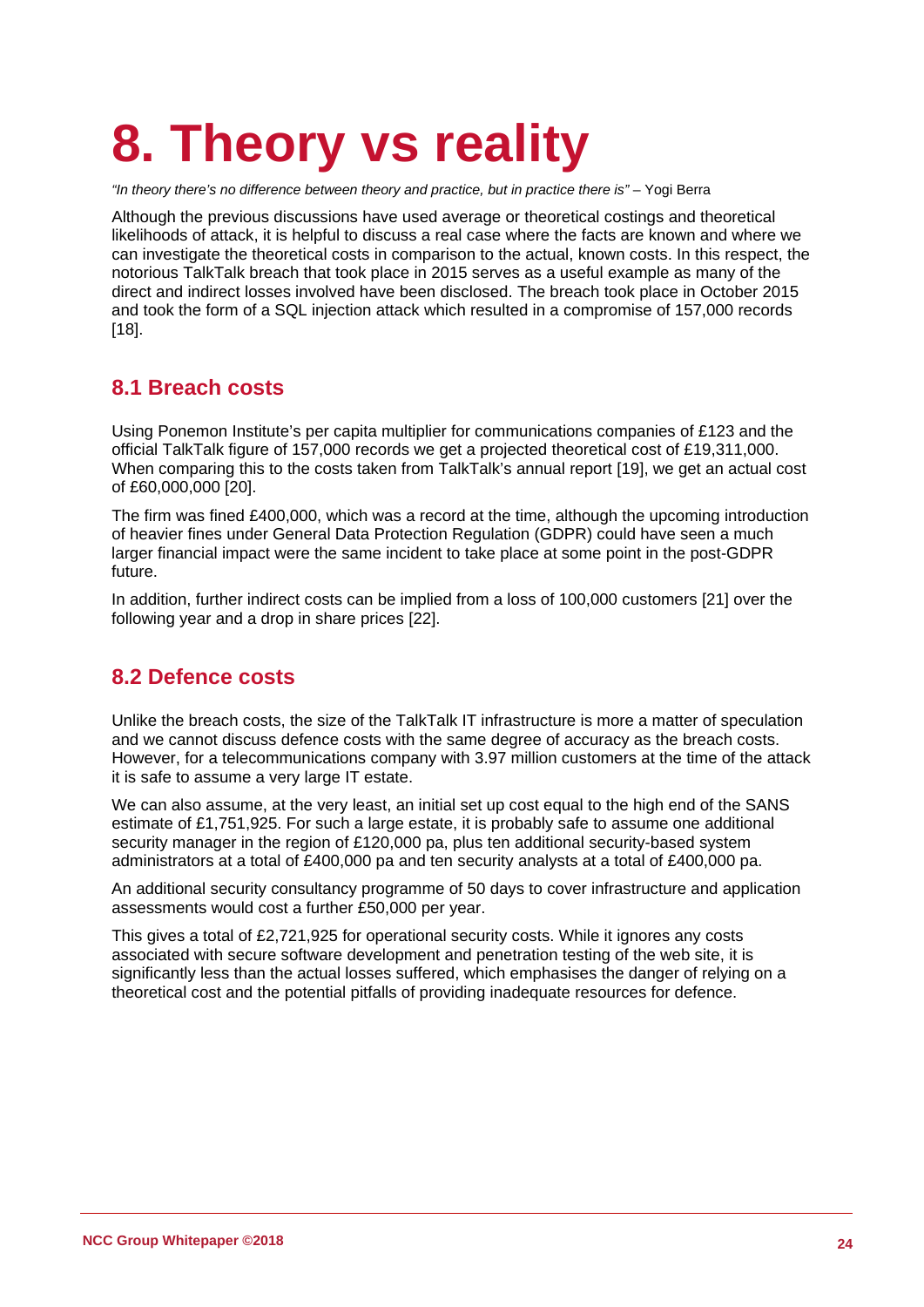# 8. Theory vs reality

*"In theory there's no difference between theory and practice, but in practice there is"* – Yogi Berra

Although the previous discussions have used average or theoretical costings and theoretical likelihoods of attack, it is helpful to discuss a real case where the facts are known and where we can investigate the theoretical costs in comparison to the actual, known costs. In this respect, the notorious TalkTalk breach that took place in 2015 serves as a useful example as many of the direct and indirect losses involved have been disclosed. The breach took place in October 2015 and took the form of a SQL injection attack which resulted in a compromise of 157,000 records [18].

## 8.1 Breach costs

Using Ponemon Institute's per capita multiplier for communications companies of £123 and the official TalkTalk figure of 157,000 records we get a projected theoretical cost of £19,311,000. When comparing this to the costs taken from TalkTalk's annual report [19], we get an actual cost of £60,000,000 [20].

The firm was fined £400,000, which was a record at the time, although the upcoming introduction of heavier fines under General Data Protection Regulation (GDPR) could have seen a much larger financial impact were the same incident to take place at some point in the post-GDPR future.

In addition, further indirect costs can be implied from a loss of 100,000 customers [21] over the following year and a drop in share prices [22].

## 8.2 Defence costs

Unlike the breach costs, the size of the TalkTalk IT infrastructure is more a matter of speculation and we cannot discuss defence costs with the same degree of accuracy as the breach costs. However, for a telecommunications company with 3.97 million customers at the time of the attack it is safe to assume a very large IT estate.

We can also assume, at the very least, an initial set up cost equal to the high end of the SANS estimate of £1,751,925. For such a large estate, it is probably safe to assume one additional security manager in the region of £120,000 pa, plus ten additional security-based system administrators at a total of £400,000 pa and ten security analysts at a total of £400,000 pa.

An additional security consultancy programme of 50 days to cover infrastructure and application assessments would cost a further £50,000 per year.

This gives a total of £2,721,925 for operational security costs. While it ignores any costs associated with secure software development and penetration testing of the web site, it is significantly less than the actual losses suffered, which emphasises the danger of relying on a theoretical cost and the potential pitfalls of providing inadequate resources for defence.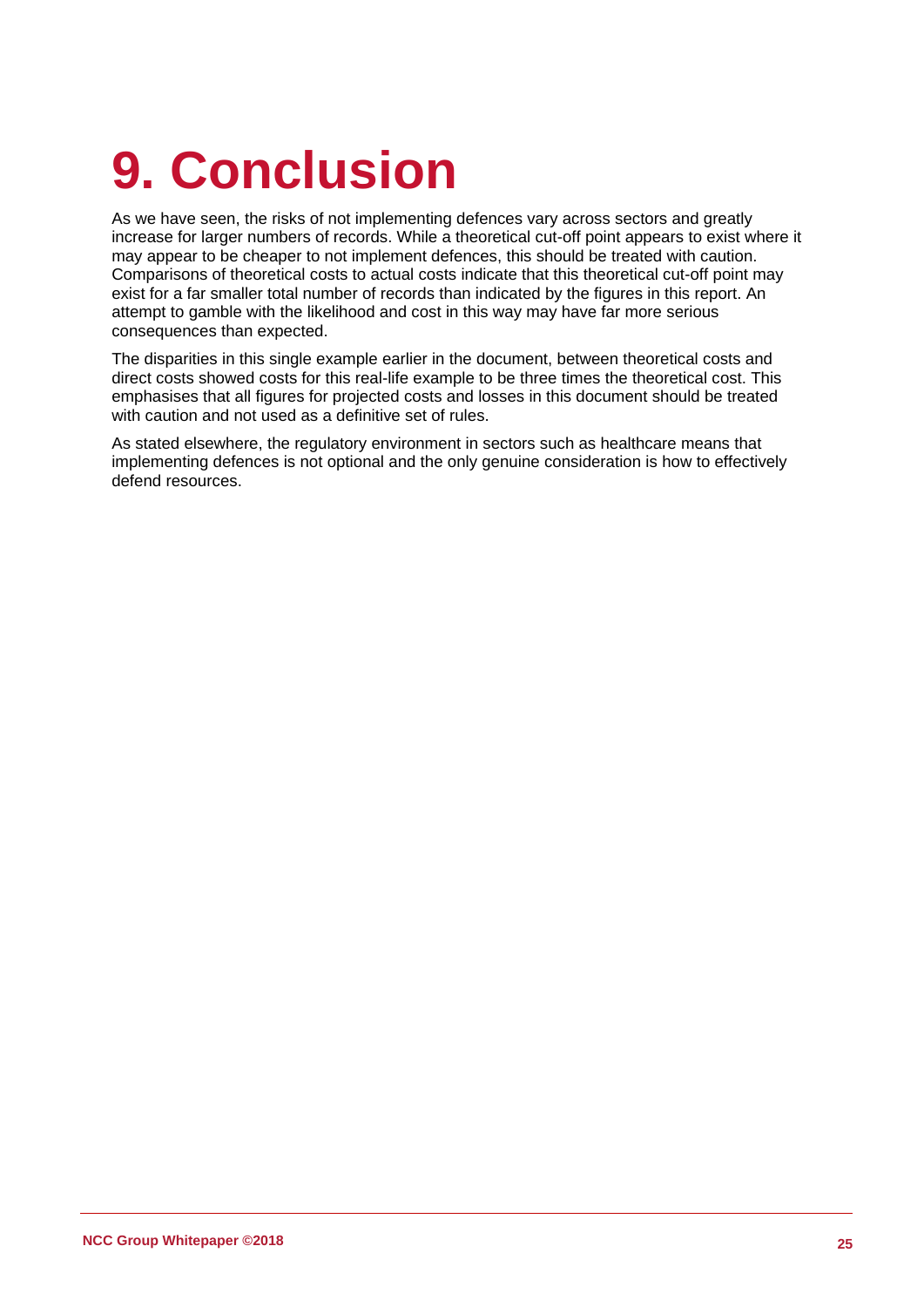# 9. Conclusion

As we have seen, the risks of not implementing defences vary across sectors and greatly increase for larger numbers of records. While a theoretical cut-off point appears to exist where it may appear to be cheaper to not implement defences, this should be treated with caution. Comparisons of theoretical costs to actual costs indicate that this theoretical cut-off point may exist for a far smaller total number of records than indicated by the figures in this report. An attempt to gamble with the likelihood and cost in this way may have far more serious consequences than expected.

The disparities in this single example earlier in the document, between theoretical costs and direct costs showed costs for this real-life example to be three times the theoretical cost. This emphasises that all figures for projected costs and losses in this document should be treated with caution and not used as a definitive set of rules.

As stated elsewhere, the regulatory environment in sectors such as healthcare means that implementing defences is not optional and the only genuine consideration is how to effectively defend resources.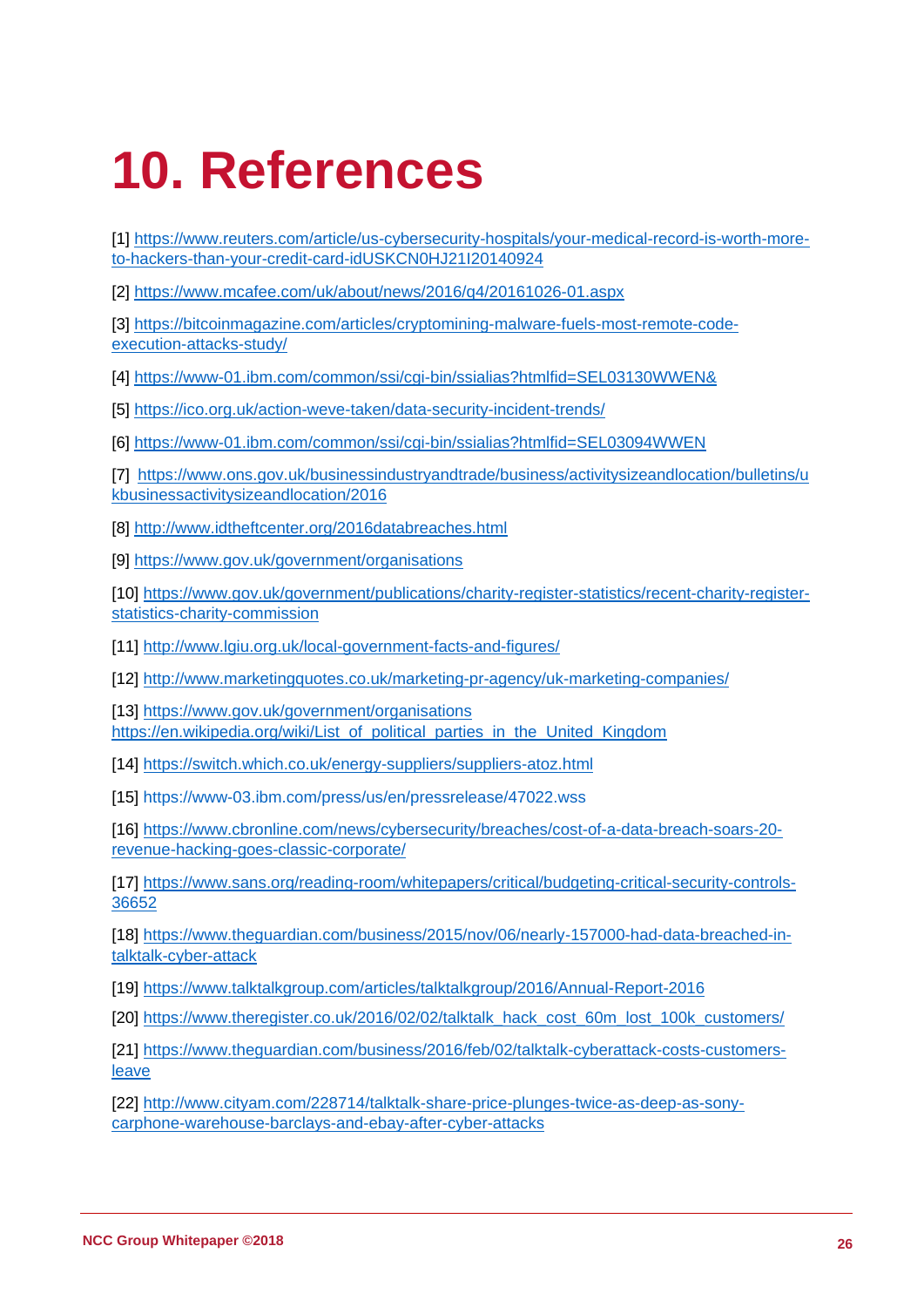# 10. References

[1] https://www.reuters.com/article/us-cybersecurity-hospitals/your-medical-record-is-worth-more-to-hackers-than-your-credit-card-idUSKCN0HJ21I20140924

[2] https://www.mcafee.com/uk/about/news/2016/q4/20161026-01.aspx

[3] https://bitcoinmagazine.com/articles/cryptomining-malware-fuels-most-remote-code-execution-attacks-study/

[4] https://www-01.ibm.com/common/ssi/cgi-bin/ssialias?htmlfid=SEL03130WWEN&

[5] https://ico.org.uk/action-weve-taken/data-security-incident-trends/

[6] https://www-01.ibm.com/common/ssi/cgi-bin/ssialias?htmlfid=SEL03094WWEN

[7] https://www.ons.gov.uk/businessindustryandtrade/business/activitysizeandlocation/bulletins/ukbusinessactivitysizeandlocation/2016

[8] http://www.idtheftcenter.org/2016databreaches.html

[9] https://www.gov.uk/government/organisations

[10] https://www.gov.uk/government/publications/charity-register-statistics/recent-charity-register-statistics-charity-commission

[11] http://www.lgiu.org.uk/local-government-facts-and-figures/

[12] http://www.marketingquotes.co.uk/marketing-pr-agency/uk-marketing-companies/

[13] https://www.gov.uk/government/organisations
https://en.wikipedia.org/wiki/List_of_political_parties_in_the_United_Kingdom

[14] https://switch.which.co.uk/energy-suppliers/suppliers-atoz.html

[15] https://www-03.ibm.com/press/us/en/pressrelease/47022.wss

[16] https://www.cbronline.com/news/cybersecurity/breaches/cost-of-a-data-breach-soars-20-revenue-hacking-goes-classic-corporate/

[17] https://www.sans.org/reading-room/whitepapers/critical/budgeting-critical-security-controls-36652

[18] https://www.theguardian.com/business/2015/nov/06/nearly-157000-had-data-breached-in-talktalk-cyber-attack

[19] https://www.talktalkgroup.com/articles/talktalkgroup/2016/Annual-Report-2016

[20] https://www.theregister.co.uk/2016/02/02/talktalk_hack_cost_60m_lost_100k_customers/

[21] https://www.theguardian.com/business/2016/feb/02/talktalk-cyberattack-costs-customers-leave

[22] http://www.cityam.com/228714/talktalk-share-price-plunges-twice-as-deep-as-sony-carphone-warehouse-barclays-and-ebay-after-cyber-attacks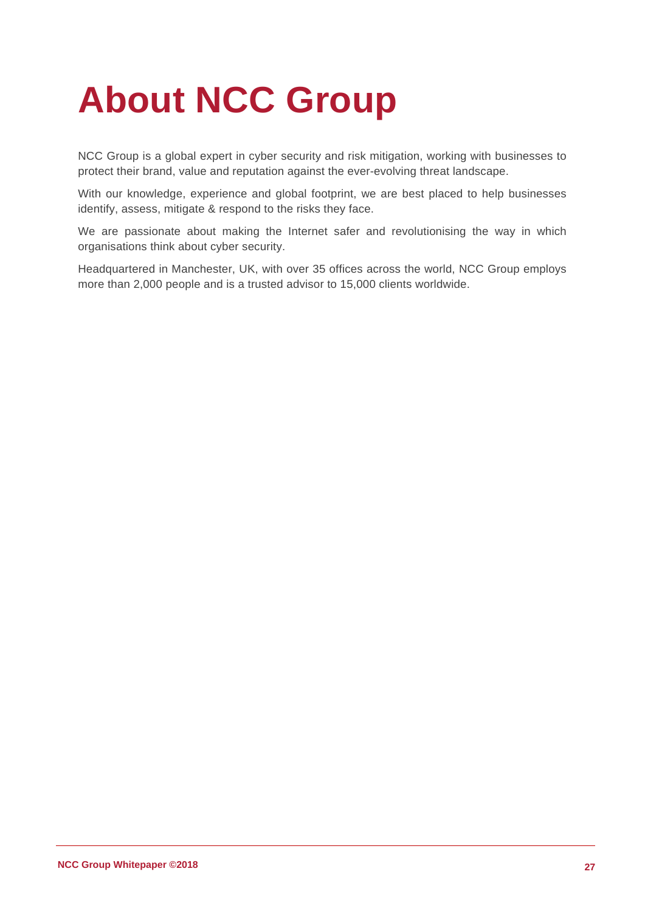# About NCC Group

NCC Group is a global expert in cyber security and risk mitigation, working with businesses to protect their brand, value and reputation against the ever-evolving threat landscape.

With our knowledge, experience and global footprint, we are best placed to help businesses identify, assess, mitigate & respond to the risks they face.

We are passionate about making the Internet safer and revolutionising the way in which organisations think about cyber security.

Headquartered in Manchester, UK, with over 35 offices across the world, NCC Group employs more than 2,000 people and is a trusted advisor to 15,000 clients worldwide.